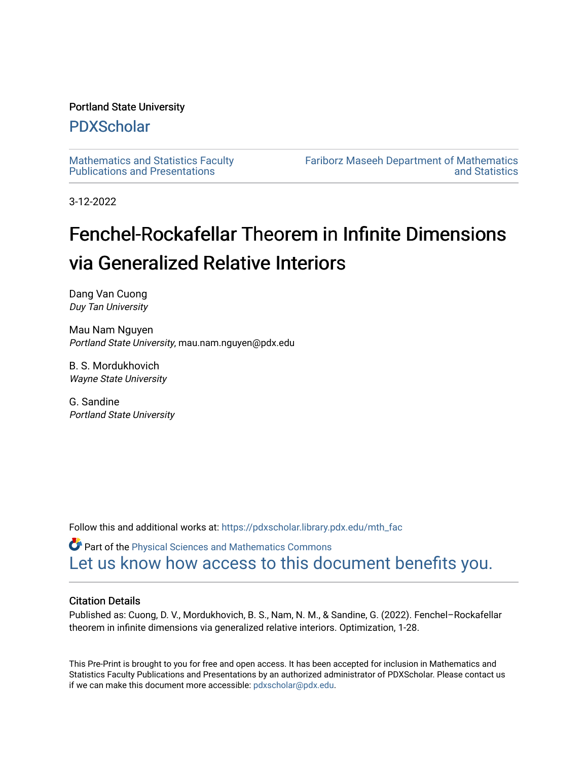Portland State University

# PDXScholar

Mathematics and Statistics Faculty Publications and Presentations

Fariborz Maseeh Department of Mathematics and Statistics

3-12-2022

# Fenchel-Rockafellar Theorem in Infinite Dimensions via Generalized Relative Interiors

Dang Van Cuong
*Duy Tan University*

Mau Nam Nguyen
*Portland State University*, mau.nam.nguyen@pdx.edu

B. S. Mordukhovich
*Wayne State University*

G. Sandine
*Portland State University*

Follow this and additional works at: https://pdxscholar.library.pdx.edu/mth_fac

Part of the Physical Sciences and Mathematics Commons

Let us know how access to this document benefits you.

### Citation Details

Published as: Cuong, D. V., Mordukhovich, B. S., Nam, N. M., & Sandine, G. (2022). Fenchel–Rockafellar theorem in infinite dimensions via generalized relative interiors. Optimization, 1-28.

This Pre-Print is brought to you for free and open access. It has been accepted for inclusion in Mathematics and Statistics Faculty Publications and Presentations by an authorized administrator of PDXScholar. Please contact us if we can make this document more accessible: pdxscholar@pdx.edu.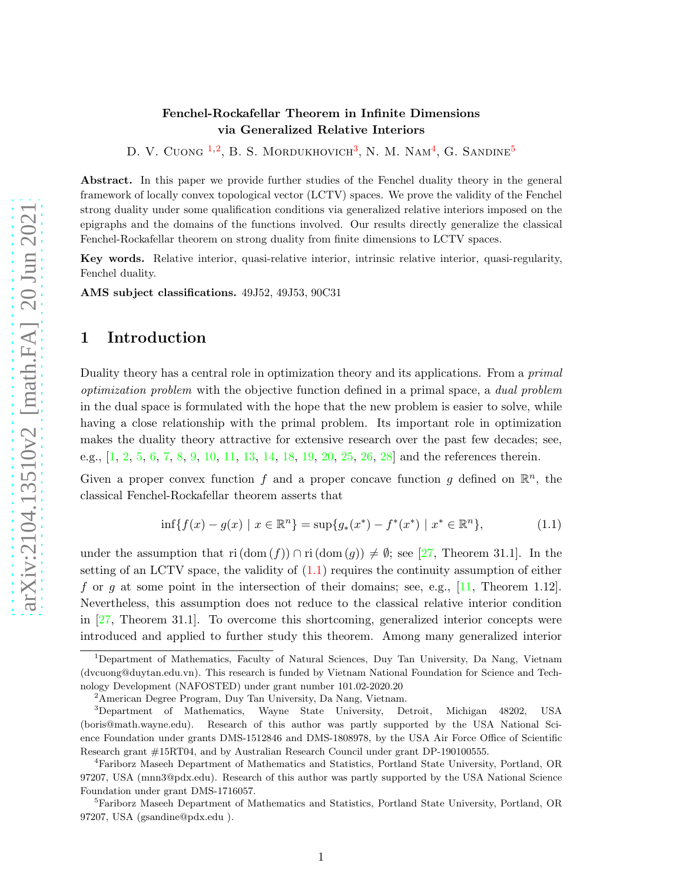**Fenchel-Rockafellar Theorem in Infinite Dimensions via Generalized Relative Interiors**

D. V. Cuong [1,2], B. S. Mordukhovich[3], N. M. Nam[4], G. Sandine[5]

**Abstract.** In this paper we provide further studies of the Fenchel duality theory in the general framework of locally convex topological vector (LCTV) spaces. We prove the validity of the Fenchel strong duality under some qualification conditions via generalized relative interiors imposed on the epigraphs and the domains of the functions involved. Our results directly generalize the classical Fenchel-Rockafellar theorem on strong duality from finite dimensions to LCTV spaces.

**Key words.** Relative interior, quasi-relative interior, intrinsic relative interior, quasi-regularity, Fenchel duality.

**AMS subject classifications.** 49J52, 49J53, 90C31

## 1 Introduction

Duality theory has a central role in optimization theory and its applications. From a *primal optimization problem* with the objective function defined in a primal space, a *dual problem* in the dual space is formulated with the hope that the new problem is easier to solve, while having a close relationship with the primal problem. Its important role in optimization makes the duality theory attractive for extensive research over the past few decades; see, e.g., [1, 2, 5, 6, 7, 8, 9, 10, 11, 13, 14, 18, 19, 20, 25, 26, 28] and the references therein.

Given a proper convex function $f$ and a proper concave function $g$ defined on $\mathbb{R}^n$, the classical Fenchel-Rockafellar theorem asserts that

$$\inf\{f(x) - g(x) \mid x \in \mathbb{R}^n\} = \sup\{g_*(x^*) - f^*(x^*) \mid x^* \in \mathbb{R}^n\}, \tag{1.1}$$

under the assumption that $\mathrm{ri}\,(\mathrm{dom}\,(f)) \cap \mathrm{ri}\,(\mathrm{dom}\,(g)) \neq \emptyset$; see [27, Theorem 31.1]. In the setting of an LCTV space, the validity of (1.1) requires the continuity assumption of either $f$ or $g$ at some point in the intersection of their domains; see, e.g., [11, Theorem 1.12]. Nevertheless, this assumption does not reduce to the classical relative interior condition in [27, Theorem 31.1]. To overcome this shortcoming, generalized interior concepts were introduced and applied to further study this theorem. Among many generalized interior

---

[1] Department of Mathematics, Faculty of Natural Sciences, Duy Tan University, Da Nang, Vietnam (dvcuong@duytan.edu.vn). This research is funded by Vietnam National Foundation for Science and Technology Development (NAFOSTED) under grant number 101.02-2020.20

[2] American Degree Program, Duy Tan University, Da Nang, Vietnam.

[3] Department of Mathematics, Wayne State University, Detroit, Michigan 48202, USA (boris@math.wayne.edu). Research of this author was partly supported by the USA National Science Foundation under grants DMS-1512846 and DMS-1808978, by the USA Air Force Office of Scientific Research grant #15RT04, and by Australian Research Council under grant DP-190100555.

[4] Fariborz Maseeh Department of Mathematics and Statistics, Portland State University, Portland, OR 97207, USA (mnn3@pdx.edu). Research of this author was partly supported by the USA National Science Foundation under grant DMS-1716057.

[5] Fariborz Maseeh Department of Mathematics and Statistics, Portland State University, Portland, OR 97207, USA (gsandine@pdx.edu ).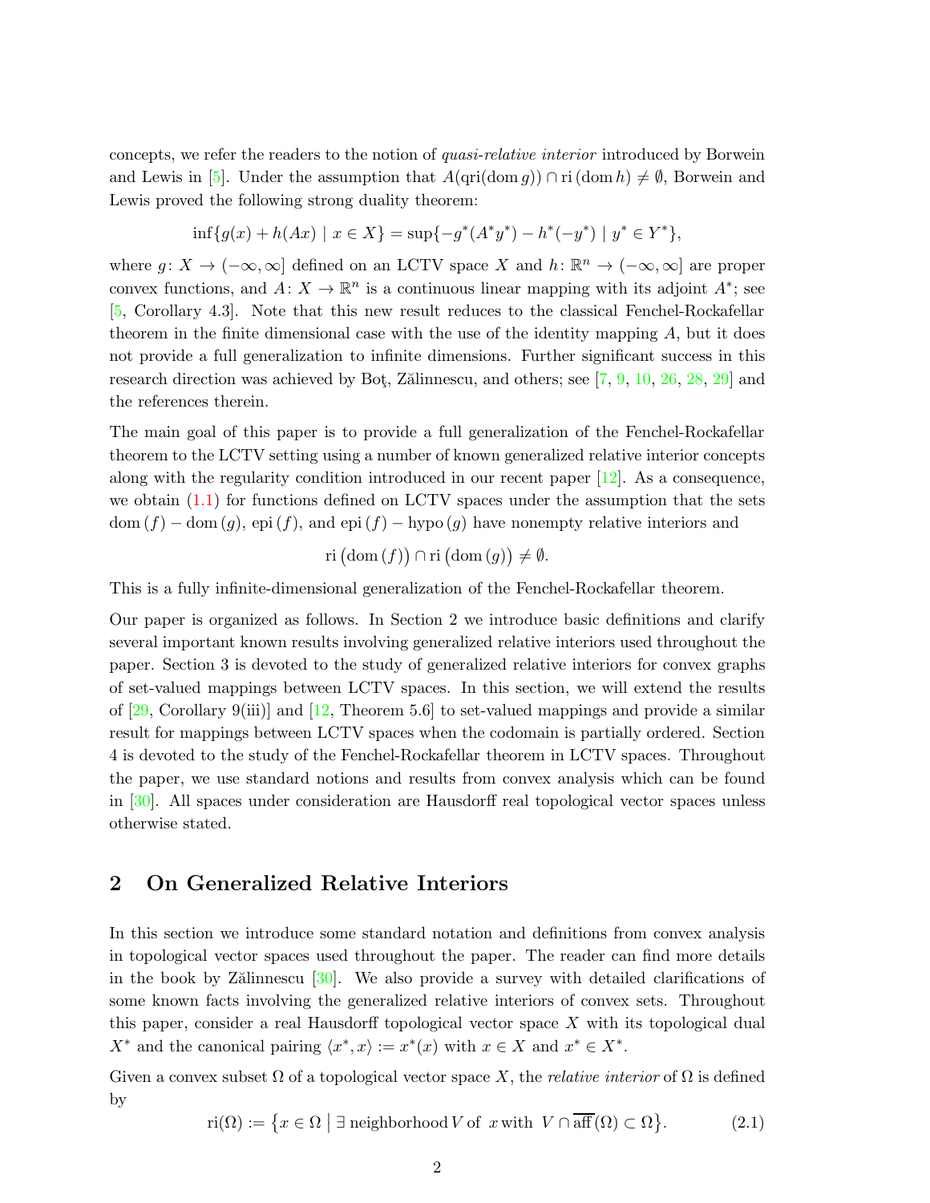concepts, we refer the readers to the notion of *quasi-relative interior* introduced by Borwein and Lewis in [5]. Under the assumption that $A(\mathrm{qri}(\mathrm{dom}\, g)) \cap \mathrm{ri}\,(\mathrm{dom}\, h) \neq \emptyset$, Borwein and Lewis proved the following strong duality theorem:

$$\inf\{g(x) + h(Ax) \mid x \in X\} = \sup\{-g^*(A^*y^*) - h^*(-y^*) \mid y^* \in Y^*\},$$

where $g\colon X \to (-\infty, \infty]$ defined on an LCTV space $X$ and $h\colon \mathbb{R}^n \to (-\infty, \infty]$ are proper convex functions, and $A\colon X \to \mathbb{R}^n$ is a continuous linear mapping with its adjoint $A^*$; see [5, Corollary 4.3]. Note that this new result reduces to the classical Fenchel-Rockafellar theorem in the finite dimensional case with the use of the identity mapping $A$, but it does not provide a full generalization to infinite dimensions. Further significant success in this research direction was achieved by Boţ, Zălinnescu, and others; see [7, 9, 10, 26, 28, 29] and the references therein.

The main goal of this paper is to provide a full generalization of the Fenchel-Rockafellar theorem to the LCTV setting using a number of known generalized relative interior concepts along with the regularity condition introduced in our recent paper [12]. As a consequence, we obtain (1.1) for functions defined on LCTV spaces under the assumption that the sets $\mathrm{dom}\,(f) - \mathrm{dom}\,(g)$, $\mathrm{epi}\,(f)$, and $\mathrm{epi}\,(f) - \mathrm{hypo}\,(g)$ have nonempty relative interiors and

$$\mathrm{ri}\,\big(\mathrm{dom}\,(f)\big) \cap \mathrm{ri}\,\big(\mathrm{dom}\,(g)\big) \neq \emptyset.$$

This is a fully infinite-dimensional generalization of the Fenchel-Rockafellar theorem.

Our paper is organized as follows. In Section 2 we introduce basic definitions and clarify several important known results involving generalized relative interiors used throughout the paper. Section 3 is devoted to the study of generalized relative interiors for convex graphs of set-valued mappings between LCTV spaces. In this section, we will extend the results of [29, Corollary 9(iii)] and [12, Theorem 5.6] to set-valued mappings and provide a similar result for mappings between LCTV spaces when the codomain is partially ordered. Section 4 is devoted to the study of the Fenchel-Rockafellar theorem in LCTV spaces. Throughout the paper, we use standard notions and results from convex analysis which can be found in [30]. All spaces under consideration are Hausdorff real topological vector spaces unless otherwise stated.

## 2 On Generalized Relative Interiors

In this section we introduce some standard notation and definitions from convex analysis in topological vector spaces used throughout the paper. The reader can find more details in the book by Zălinnescu [30]. We also provide a survey with detailed clarifications of some known facts involving the generalized relative interiors of convex sets. Throughout this paper, consider a real Hausdorff topological vector space $X$ with its topological dual $X^*$ and the canonical pairing $\langle x^*, x\rangle := x^*(x)$ with $x \in X$ and $x^* \in X^*$.

Given a convex subset $\Omega$ of a topological vector space $X$, the *relative interior* of $\Omega$ is defined by

$$\mathrm{ri}(\Omega) := \big\{x \in \Omega \;\big|\; \exists \text{ neighborhood}\, V \text{ of } \; x \,\text{with}\;\; V \cap \overline{\mathrm{aff}}(\Omega) \subset \Omega\big\}. \tag{2.1}$$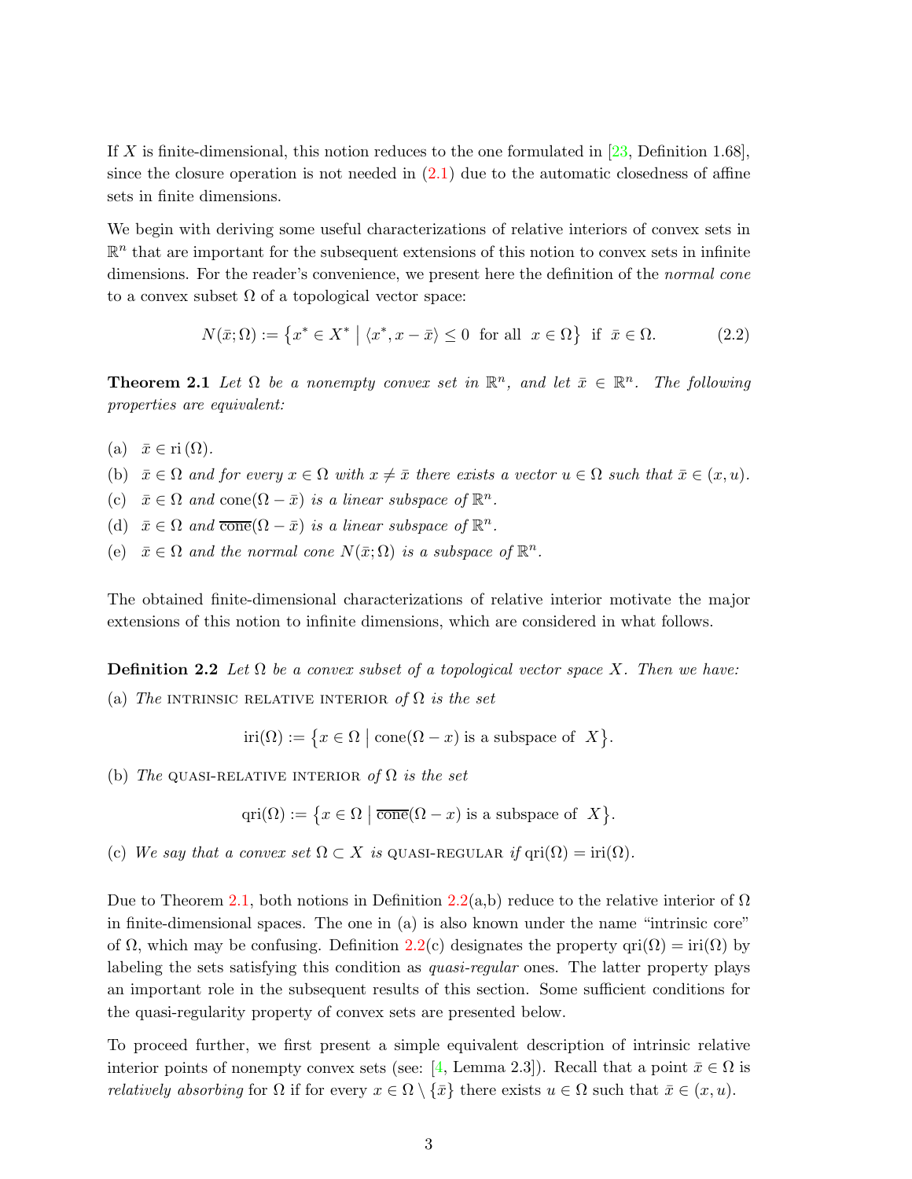If $X$ is finite-dimensional, this notion reduces to the one formulated in [23, Definition 1.68], since the closure operation is not needed in (2.1) due to the automatic closedness of affine sets in finite dimensions.

We begin with deriving some useful characterizations of relative interiors of convex sets in $\mathbb{R}^n$ that are important for the subsequent extensions of this notion to convex sets in infinite dimensions. For the reader's convenience, we present here the definition of the *normal cone* to a convex subset $\Omega$ of a topological vector space:

$$N(\bar{x};\Omega) := \big\{x^* \in X^* \;\big|\; \langle x^*, x - \bar{x}\rangle \le 0 \;\text{ for all }\; x \in \Omega\big\} \;\text{ if }\; \bar{x} \in \Omega. \tag{2.2}$$

**Theorem 2.1** *Let $\Omega$ be a nonempty convex set in $\mathbb{R}^n$, and let $\bar{x} \in \mathbb{R}^n$. The following properties are equivalent:*

(a) $\bar{x} \in \mathrm{ri}\,(\Omega)$.

(b) *$\bar{x} \in \Omega$ and for every $x \in \Omega$ with $x \neq \bar{x}$ there exists a vector $u \in \Omega$ such that $\bar{x} \in (x, u)$.*

(c) *$\bar{x} \in \Omega$ and $\mathrm{cone}(\Omega - \bar{x})$ is a linear subspace of $\mathbb{R}^n$.*

(d) *$\bar{x} \in \Omega$ and $\overline{\mathrm{cone}}(\Omega - \bar{x})$ is a linear subspace of $\mathbb{R}^n$.*

(e) *$\bar{x} \in \Omega$ and the normal cone $N(\bar{x};\Omega)$ is a subspace of $\mathbb{R}^n$.*

The obtained finite-dimensional characterizations of relative interior motivate the major extensions of this notion to infinite dimensions, which are considered in what follows.

**Definition 2.2** *Let $\Omega$ be a convex subset of a topological vector space $X$. Then we have:*

(a) *The* INTRINSIC RELATIVE INTERIOR *of $\Omega$ is the set*

$$\mathrm{iri}(\Omega) := \big\{x \in \Omega \;\big|\; \mathrm{cone}(\Omega - x) \text{ is a subspace of } \; X\big\}.$$

(b) *The* QUASI-RELATIVE INTERIOR *of $\Omega$ is the set*

$$\mathrm{qri}(\Omega) := \big\{x \in \Omega \;\big|\; \overline{\mathrm{cone}}(\Omega - x) \text{ is a subspace of } \; X\big\}.$$

(c) *We say that a convex set $\Omega \subset X$ is* QUASI-REGULAR *if $\mathrm{qri}(\Omega) = \mathrm{iri}(\Omega)$.*

Due to Theorem 2.1, both notions in Definition 2.2(a,b) reduce to the relative interior of $\Omega$ in finite-dimensional spaces. The one in (a) is also known under the name "intrinsic core" of $\Omega$, which may be confusing. Definition 2.2(c) designates the property $\mathrm{qri}(\Omega) = \mathrm{iri}(\Omega)$ by labeling the sets satisfying this condition as *quasi-regular* ones. The latter property plays an important role in the subsequent results of this section. Some sufficient conditions for the quasi-regularity property of convex sets are presented below.

To proceed further, we first present a simple equivalent description of intrinsic relative interior points of nonempty convex sets (see: [4, Lemma 2.3]). Recall that a point $\bar{x} \in \Omega$ is *relatively absorbing* for $\Omega$ if for every $x \in \Omega \setminus \{\bar{x}\}$ there exists $u \in \Omega$ such that $\bar{x} \in (x, u)$.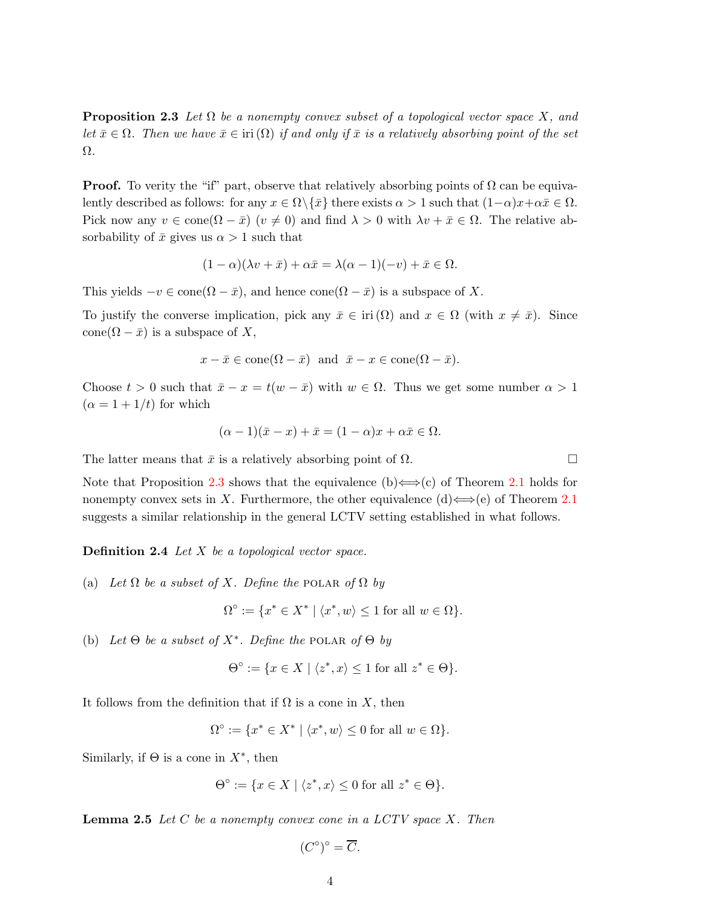**Proposition 2.3** *Let $\Omega$ be a nonempty convex subset of a topological vector space $X$, and let $\bar{x} \in \Omega$. Then we have $\bar{x} \in \operatorname{iri}(\Omega)$ if and only if $\bar{x}$ is a relatively absorbing point of the set $\Omega$.*

**Proof.** To verity the "if" part, observe that relatively absorbing points of $\Omega$ can be equivalently described as follows: for any $x \in \Omega \setminus \{\bar{x}\}$ there exists $\alpha > 1$ such that $(1-\alpha)x + \alpha\bar{x} \in \Omega$. Pick now any $v \in \operatorname{cone}(\Omega - \bar{x})$ ($v \neq 0$) and find $\lambda > 0$ with $\lambda v + \bar{x} \in \Omega$. The relative absorbability of $\bar{x}$ gives us $\alpha > 1$ such that

$$(1-\alpha)(\lambda v + \bar{x}) + \alpha\bar{x} = \lambda(\alpha - 1)(-v) + \bar{x} \in \Omega.$$

This yields $-v \in \operatorname{cone}(\Omega - \bar{x})$, and hence $\operatorname{cone}(\Omega - \bar{x})$ is a subspace of $X$.

To justify the converse implication, pick any $\bar{x} \in \operatorname{iri}(\Omega)$ and $x \in \Omega$ (with $x \neq \bar{x}$). Since $\operatorname{cone}(\Omega - \bar{x})$ is a subspace of $X$,

$$x - \bar{x} \in \operatorname{cone}(\Omega - \bar{x}) \;\text{ and }\; \bar{x} - x \in \operatorname{cone}(\Omega - \bar{x}).$$

Choose $t > 0$ such that $\bar{x} - x = t(w - \bar{x})$ with $w \in \Omega$. Thus we get some number $\alpha > 1$ ($\alpha = 1 + 1/t$) for which

$$(\alpha - 1)(\bar{x} - x) + \bar{x} = (1-\alpha)x + \alpha\bar{x} \in \Omega.$$

The latter means that $\bar{x}$ is a relatively absorbing point of $\Omega$. $\square$

Note that Proposition 2.3 shows that the equivalence (b)$\Longleftrightarrow$(c) of Theorem 2.1 holds for nonempty convex sets in $X$. Furthermore, the other equivalence (d)$\Longleftrightarrow$(e) of Theorem 2.1 suggests a similar relationship in the general LCTV setting established in what follows.

**Definition 2.4** *Let $X$ be a topological vector space.*

(a) *Let $\Omega$ be a subset of $X$. Define the* POLAR *of $\Omega$ by*

$$\Omega^\circ := \{x^* \in X^* \mid \langle x^*, w\rangle \leq 1 \text{ for all } w \in \Omega\}.$$

(b) *Let $\Theta$ be a subset of $X^*$. Define the* POLAR *of $\Theta$ by*

$$\Theta^\circ := \{x \in X \mid \langle z^*, x\rangle \leq 1 \text{ for all } z^* \in \Theta\}.$$

It follows from the definition that if $\Omega$ is a cone in $X$, then

$$\Omega^\circ := \{x^* \in X^* \mid \langle x^*, w\rangle \leq 0 \text{ for all } w \in \Omega\}.$$

Similarly, if $\Theta$ is a cone in $X^*$, then

$$\Theta^\circ := \{x \in X \mid \langle z^*, x\rangle \leq 0 \text{ for all } z^* \in \Theta\}.$$

**Lemma 2.5** *Let $C$ be a nonempty convex cone in a LCTV space $X$. Then*

$$(C^\circ)^\circ = \overline{C}.$$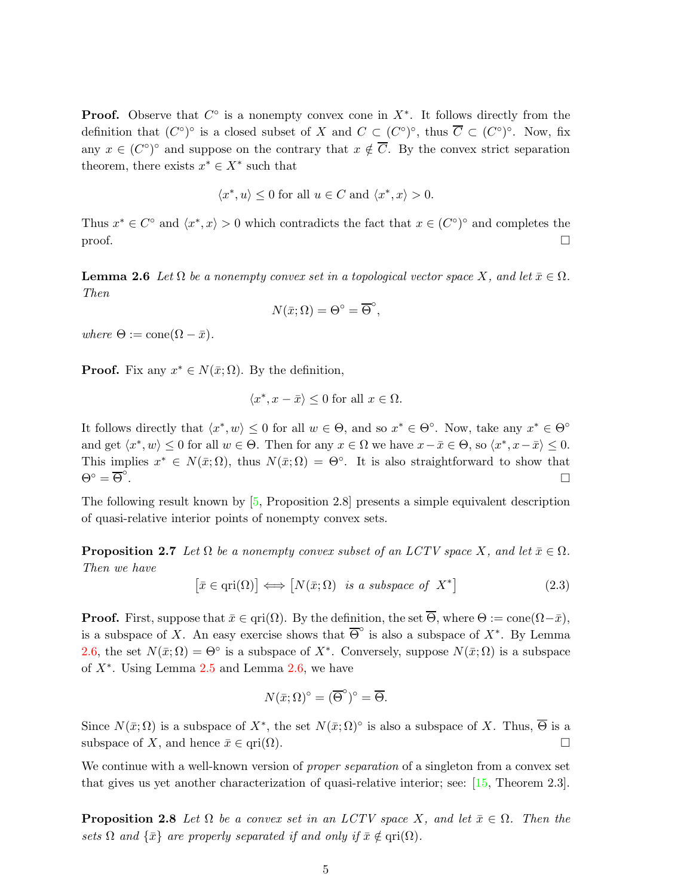**Proof.** Observe that $C^\circ$ is a nonempty convex cone in $X^*$. It follows directly from the definition that $(C^\circ)^\circ$ is a closed subset of $X$ and $C \subset (C^\circ)^\circ$, thus $\overline{C} \subset (C^\circ)^\circ$. Now, fix any $x \in (C^\circ)^\circ$ and suppose on the contrary that $x \notin \overline{C}$. By the convex strict separation theorem, there exists $x^* \in X^*$ such that

$$\langle x^*, u\rangle \le 0 \text{ for all } u \in C \text{ and } \langle x^*, x\rangle > 0.$$

Thus $x^* \in C^\circ$ and $\langle x^*, x\rangle > 0$ which contradicts the fact that $x \in (C^\circ)^\circ$ and completes the proof. $\square$

**Lemma 2.6** *Let $\Omega$ be a nonempty convex set in a topological vector space $X$, and let $\bar{x} \in \Omega$. Then*

$$N(\bar{x};\Omega) = \Theta^\circ = \overline{\Theta}^\circ,$$

*where $\Theta := \operatorname{cone}(\Omega - \bar{x})$.*

**Proof.** Fix any $x^* \in N(\bar{x};\Omega)$. By the definition,

$$\langle x^*, x - \bar{x}\rangle \le 0 \text{ for all } x \in \Omega.$$

It follows directly that $\langle x^*, w\rangle \le 0$ for all $w \in \Theta$, and so $x^* \in \Theta^\circ$. Now, take any $x^* \in \Theta^\circ$ and get $\langle x^*, w\rangle \le 0$ for all $w \in \Theta$. Then for any $x \in \Omega$ we have $x - \bar{x} \in \Theta$, so $\langle x^*, x - \bar{x}\rangle \le 0$. This implies $x^* \in N(\bar{x};\Omega)$, thus $N(\bar{x};\Omega) = \Theta^\circ$. It is also straightforward to show that $\Theta^\circ = \overline{\Theta}^\circ$. $\square$

The following result known by [5, Proposition 2.8] presents a simple equivalent description of quasi-relative interior points of nonempty convex sets.

**Proposition 2.7** *Let $\Omega$ be a nonempty convex subset of an LCTV space $X$, and let $\bar{x} \in \Omega$. Then we have*

$$\big[\bar{x} \in \operatorname{qri}(\Omega)\big] \Longleftrightarrow \big[N(\bar{x};\Omega) \ \text{ is a subspace of } \ X^*\big] \tag{2.3}$$

**Proof.** First, suppose that $\bar{x} \in \operatorname{qri}(\Omega)$. By the definition, the set $\overline{\Theta}$, where $\Theta := \operatorname{cone}(\Omega - \bar{x})$, is a subspace of $X$. An easy exercise shows that $\overline{\Theta}^\circ$ is also a subspace of $X^*$. By Lemma 2.6, the set $N(\bar{x};\Omega) = \Theta^\circ$ is a subspace of $X^*$. Conversely, suppose $N(\bar{x};\Omega)$ is a subspace of $X^*$. Using Lemma 2.5 and Lemma 2.6, we have

$$N(\bar{x};\Omega)^\circ = (\overline{\Theta}^\circ)^\circ = \overline{\Theta}.$$

Since $N(\bar{x};\Omega)$ is a subspace of $X^*$, the set $N(\bar{x};\Omega)^\circ$ is also a subspace of $X$. Thus, $\overline{\Theta}$ is a subspace of $X$, and hence $\bar{x} \in \operatorname{qri}(\Omega)$. $\square$

We continue with a well-known version of *proper separation* of a singleton from a convex set that gives us yet another characterization of quasi-relative interior; see: [15, Theorem 2.3].

**Proposition 2.8** *Let $\Omega$ be a convex set in an LCTV space $X$, and let $\bar{x} \in \Omega$. Then the sets $\Omega$ and $\{\bar{x}\}$ are properly separated if and only if $\bar{x} \notin \operatorname{qri}(\Omega)$.*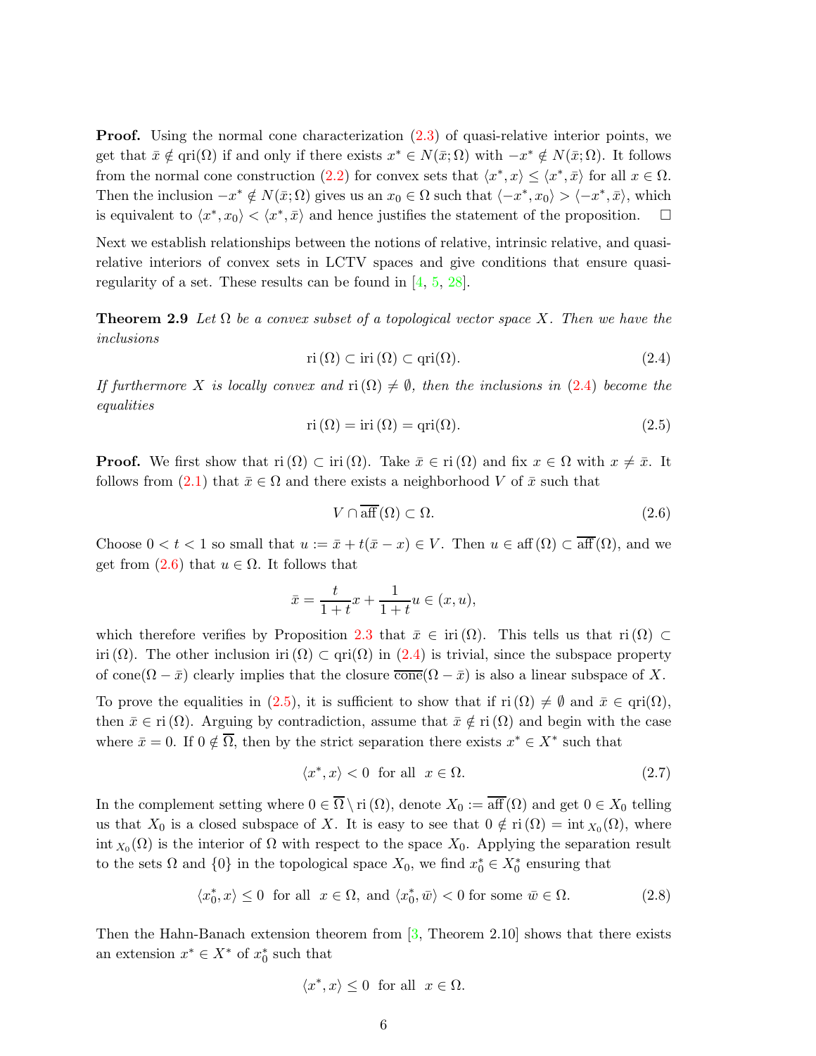**Proof.** Using the normal cone characterization (2.3) of quasi-relative interior points, we get that $\bar{x} \notin \text{qri}(\Omega)$ if and only if there exists $x^* \in N(\bar{x};\Omega)$ with $-x^* \notin N(\bar{x};\Omega)$. It follows from the normal cone construction (2.2) for convex sets that $\langle x^*, x\rangle \le \langle x^*, \bar{x}\rangle$ for all $x \in \Omega$. Then the inclusion $-x^* \notin N(\bar{x};\Omega)$ gives us an $x_0 \in \Omega$ such that $\langle -x^*, x_0\rangle > \langle -x^*, \bar{x}\rangle$, which is equivalent to $\langle x^*, x_0\rangle < \langle x^*, \bar{x}\rangle$ and hence justifies the statement of the proposition. $\square$

Next we establish relationships between the notions of relative, intrinsic relative, and quasi-relative interiors of convex sets in LCTV spaces and give conditions that ensure quasi-regularity of a set. These results can be found in [4, 5, 28].

**Theorem 2.9** *Let $\Omega$ be a convex subset of a topological vector space $X$. Then we have the inclusions*

$$\text{ri}\,(\Omega) \subset \text{iri}\,(\Omega) \subset \text{qri}(\Omega). \tag{2.4}$$

*If furthermore $X$ is locally convex and $\text{ri}\,(\Omega) \neq \emptyset$, then the inclusions in (2.4) become the equalities*

$$\text{ri}\,(\Omega) = \text{iri}\,(\Omega) = \text{qri}(\Omega). \tag{2.5}$$

**Proof.** We first show that $\text{ri}\,(\Omega) \subset \text{iri}\,(\Omega)$. Take $\bar{x} \in \text{ri}\,(\Omega)$ and fix $x \in \Omega$ with $x \neq \bar{x}$. It follows from (2.1) that $\bar{x} \in \Omega$ and there exists a neighborhood $V$ of $\bar{x}$ such that

$$V \cap \overline{\text{aff}}\,(\Omega) \subset \Omega. \tag{2.6}$$

Choose $0 < t < 1$ so small that $u := \bar{x} + t(\bar{x} - x) \in V$. Then $u \in \text{aff}\,(\Omega) \subset \overline{\text{aff}}\,(\Omega)$, and we get from (2.6) that $u \in \Omega$. It follows that

$$\bar{x} = \frac{t}{1+t}x + \frac{1}{1+t}u \in (x, u),$$

which therefore verifies by Proposition 2.3 that $\bar{x} \in \text{iri}\,(\Omega)$. This tells us that $\text{ri}\,(\Omega) \subset \text{iri}\,(\Omega)$. The other inclusion $\text{iri}\,(\Omega) \subset \text{qri}(\Omega)$ in (2.4) is trivial, since the subspace property of $\text{cone}(\Omega - \bar{x})$ clearly implies that the closure $\overline{\text{cone}}(\Omega - \bar{x})$ is also a linear subspace of $X$.

To prove the equalities in (2.5), it is sufficient to show that if $\text{ri}\,(\Omega) \neq \emptyset$ and $\bar{x} \in \text{qri}(\Omega)$, then $\bar{x} \in \text{ri}\,(\Omega)$. Arguing by contradiction, assume that $\bar{x} \notin \text{ri}\,(\Omega)$ and begin with the case where $\bar{x} = 0$. If $0 \notin \overline{\Omega}$, then by the strict separation there exists $x^* \in X^*$ such that

$$\langle x^*, x\rangle < 0 \;\text{ for all }\; x \in \Omega. \tag{2.7}$$

In the complement setting where $0 \in \overline{\Omega} \setminus \text{ri}\,(\Omega)$, denote $X_0 := \overline{\text{aff}}\,(\Omega)$ and get $0 \in X_0$ telling us that $X_0$ is a closed subspace of $X$. It is easy to see that $0 \notin \text{ri}\,(\Omega) = \text{int}_{X_0}(\Omega)$, where $\text{int}_{X_0}(\Omega)$ is the interior of $\Omega$ with respect to the space $X_0$. Applying the separation result to the sets $\Omega$ and $\{0\}$ in the topological space $X_0$, we find $x_0^* \in X_0^*$ ensuring that

$$\langle x_0^*, x\rangle \le 0 \;\text{ for all }\; x \in \Omega, \text{ and } \langle x_0^*, \bar{w}\rangle < 0 \text{ for some } \bar{w} \in \Omega. \tag{2.8}$$

Then the Hahn-Banach extension theorem from [3, Theorem 2.10] shows that there exists an extension $x^* \in X^*$ of $x_0^*$ such that

$$\langle x^*, x\rangle \le 0 \;\text{ for all }\; x \in \Omega.$$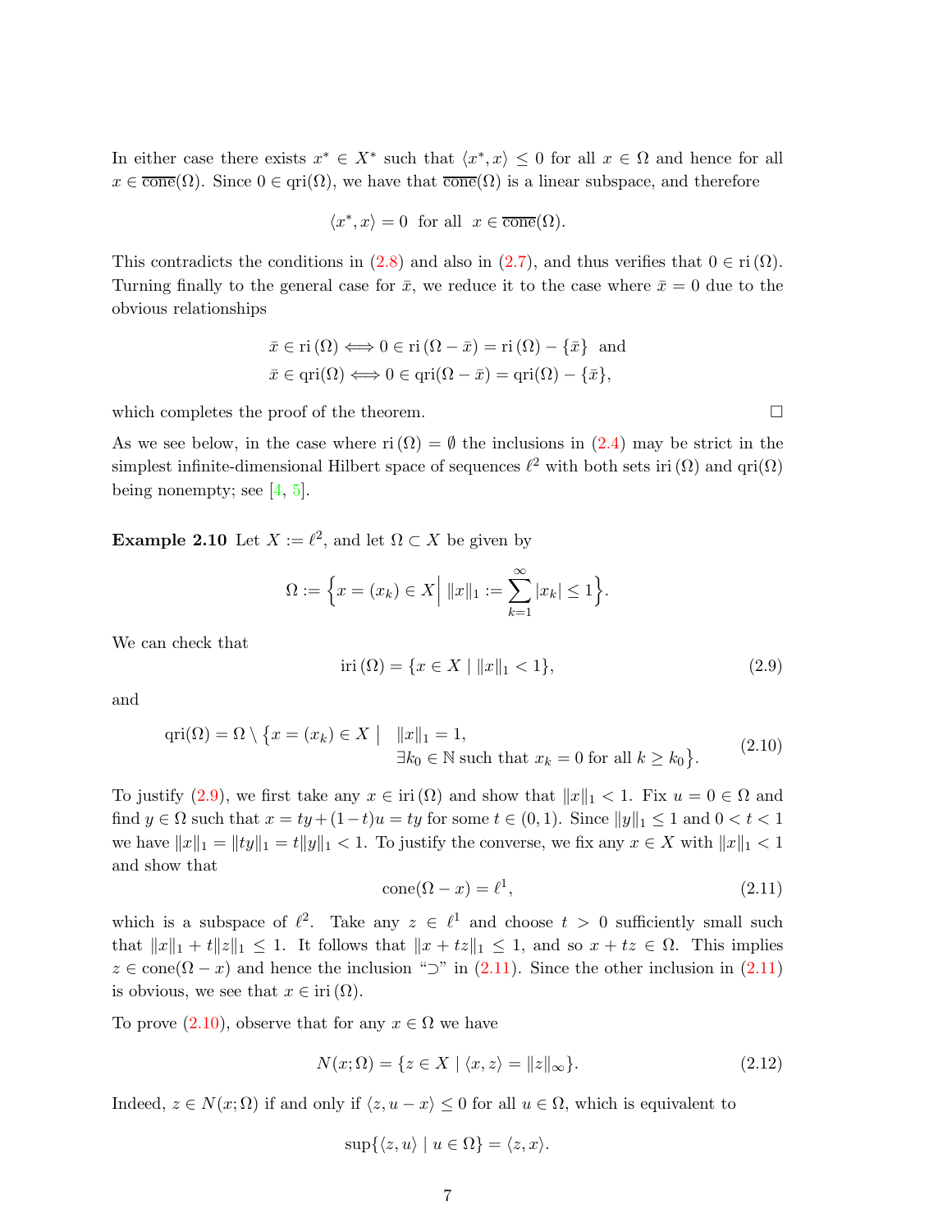In either case there exists $x^* \in X^*$ such that $\langle x^*, x\rangle \le 0$ for all $x \in \Omega$ and hence for all $x \in \overline{\text{cone}}(\Omega)$. Since $0 \in \text{qri}(\Omega)$, we have that $\overline{\text{cone}}(\Omega)$ is a linear subspace, and therefore

$$\langle x^*, x\rangle = 0 \;\text{ for all }\; x \in \overline{\text{cone}}(\Omega).$$

This contradicts the conditions in (2.8) and also in (2.7), and thus verifies that $0 \in \text{ri}\,(\Omega)$. Turning finally to the general case for $\bar{x}$, we reduce it to the case where $\bar{x} = 0$ due to the obvious relationships

$$\bar{x} \in \text{ri}\,(\Omega) \Longleftrightarrow 0 \in \text{ri}\,(\Omega - \bar{x}) = \text{ri}\,(\Omega) - \{\bar{x}\} \;\text{ and}$$
$$\bar{x} \in \text{qri}(\Omega) \Longleftrightarrow 0 \in \text{qri}(\Omega - \bar{x}) = \text{qri}(\Omega) - \{\bar{x}\},$$

which completes the proof of the theorem. $\square$

As we see below, in the case where $\text{ri}\,(\Omega) = \emptyset$ the inclusions in (2.4) may be strict in the simplest infinite-dimensional Hilbert space of sequences $\ell^2$ with both sets $\text{iri}\,(\Omega)$ and $\text{qri}(\Omega)$ being nonempty; see [4, 5].

**Example 2.10** Let $X := \ell^2$, and let $\Omega \subset X$ be given by

$$\Omega := \Big\{x = (x_k) \in X \Big|\; \|x\|_1 := \sum_{k=1}^{\infty} |x_k| \le 1\Big\}.$$

We can check that

$$\text{iri}\,(\Omega) = \{x \in X \mid \|x\|_1 < 1\}, \tag{2.9}$$

and

$$\text{qri}(\Omega) = \Omega \setminus \big\{x = (x_k) \in X \mid \begin{array}{l} \|x\|_1 = 1, \\ \exists k_0 \in \mathbb{N} \text{ such that } x_k = 0 \text{ for all } k \ge k_0 \big\}. \end{array} \tag{2.10}$$

To justify (2.9), we first take any $x \in \text{iri}\,(\Omega)$ and show that $\|x\|_1 < 1$. Fix $u = 0 \in \Omega$ and find $y \in \Omega$ such that $x = ty + (1-t)u = ty$ for some $t \in (0,1)$. Since $\|y\|_1 \le 1$ and $0 < t < 1$ we have $\|x\|_1 = \|ty\|_1 = t\|y\|_1 < 1$. To justify the converse, we fix any $x \in X$ with $\|x\|_1 < 1$ and show that

$$\text{cone}(\Omega - x) = \ell^1, \tag{2.11}$$

which is a subspace of $\ell^2$. Take any $z \in \ell^1$ and choose $t > 0$ sufficiently small such that $\|x\|_1 + t\|z\|_1 \le 1$. It follows that $\|x + tz\|_1 \le 1$, and so $x + tz \in \Omega$. This implies $z \in \text{cone}(\Omega - x)$ and hence the inclusion "$\supset$" in (2.11). Since the other inclusion in (2.11) is obvious, we see that $x \in \text{iri}\,(\Omega)$.

To prove (2.10), observe that for any $x \in \Omega$ we have

$$N(x; \Omega) = \{z \in X \mid \langle x, z\rangle = \|z\|_\infty\}. \tag{2.12}$$

Indeed, $z \in N(x; \Omega)$ if and only if $\langle z, u - x\rangle \le 0$ for all $u \in \Omega$, which is equivalent to

$$\sup\{\langle z, u\rangle \mid u \in \Omega\} = \langle z, x\rangle.$$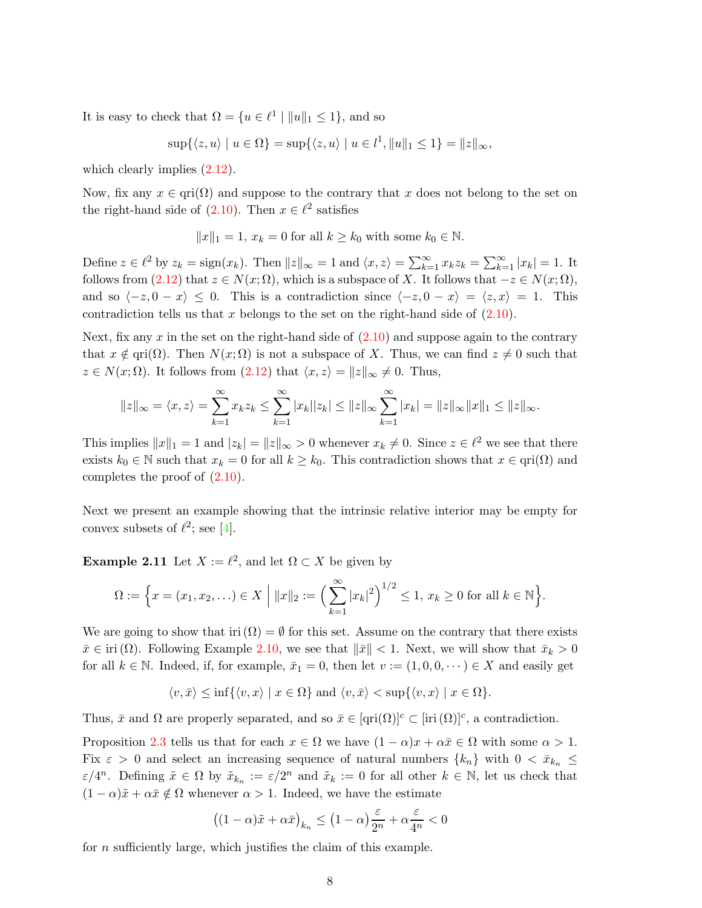It is easy to check that $\Omega = \{u \in \ell^1 \mid \|u\|_1 \le 1\}$, and so

$$\sup\{\langle z, u\rangle \mid u \in \Omega\} = \sup\{\langle z, u\rangle \mid u \in l^1, \|u\|_1 \le 1\} = \|z\|_\infty,$$

which clearly implies (2.12).

Now, fix any $x \in \text{qri}(\Omega)$ and suppose to the contrary that $x$ does not belong to the set on the right-hand side of (2.10). Then $x \in \ell^2$ satisfies

$$\|x\|_1 = 1, \; x_k = 0 \text{ for all } k \ge k_0 \text{ with some } k_0 \in \mathbb{N}.$$

Define $z \in \ell^2$ by $z_k = \text{sign}(x_k)$. Then $\|z\|_\infty = 1$ and $\langle x, z\rangle = \sum_{k=1}^\infty x_k z_k = \sum_{k=1}^\infty |x_k| = 1$. It follows from (2.12) that $z \in N(x;\Omega)$, which is a subspace of $X$. It follows that $-z \in N(x;\Omega)$, and so $\langle -z, 0 - x\rangle \le 0$. This is a contradiction since $\langle -z, 0-x\rangle = \langle z, x\rangle = 1$. This contradiction tells us that $x$ belongs to the set on the right-hand side of (2.10).

Next, fix any $x$ in the set on the right-hand side of (2.10) and suppose again to the contrary that $x \notin \text{qri}(\Omega)$. Then $N(x;\Omega)$ is not a subspace of $X$. Thus, we can find $z \neq 0$ such that $z \in N(x;\Omega)$. It follows from (2.12) that $\langle x, z\rangle = \|z\|_\infty \neq 0$. Thus,

$$\|z\|_\infty = \langle x, z\rangle = \sum_{k=1}^\infty x_k z_k \le \sum_{k=1}^\infty |x_k||z_k| \le \|z\|_\infty \sum_{k=1}^\infty |x_k| = \|z\|_\infty \|x\|_1 \le \|z\|_\infty.$$

This implies $\|x\|_1 = 1$ and $|z_k| = \|z\|_\infty > 0$ whenever $x_k \neq 0$. Since $z \in \ell^2$ we see that there exists $k_0 \in \mathbb{N}$ such that $x_k = 0$ for all $k \ge k_0$. This contradiction shows that $x \in \text{qri}(\Omega)$ and completes the proof of (2.10).

Next we present an example showing that the intrinsic relative interior may be empty for convex subsets of $\ell^2$; see [4].

**Example 2.11** Let $X := \ell^2$, and let $\Omega \subset X$ be given by

$$\Omega := \Big\{ x = (x_1, x_2, \ldots) \in X \;\Big|\; \|x\|_2 := \Big(\sum_{k=1}^\infty |x_k|^2\Big)^{1/2} \le 1,\; x_k \ge 0 \text{ for all } k \in \mathbb{N}\Big\}.$$

We are going to show that $\text{iri}(\Omega) = \emptyset$ for this set. Assume on the contrary that there exists $\bar{x} \in \text{iri}(\Omega)$. Following Example 2.10, we see that $\|\bar{x}\| < 1$. Next, we will show that $\bar{x}_k > 0$ for all $k \in \mathbb{N}$. Indeed, if, for example, $\bar{x}_1 = 0$, then let $v := (1, 0, 0, \cdots) \in X$ and easily get

$$\langle v, \bar{x}\rangle \le \inf\{\langle v, x\rangle \mid x \in \Omega\} \text{ and } \langle v, \bar{x}\rangle < \sup\{\langle v, x\rangle \mid x \in \Omega\}.$$

Thus, $\bar{x}$ and $\Omega$ are properly separated, and so $\bar{x} \in [\text{qri}(\Omega)]^c \subset [\text{iri}(\Omega)]^c$, a contradiction.

Proposition 2.3 tells us that for each $x \in \Omega$ we have $(1-\alpha)x + \alpha\bar{x} \in \Omega$ with some $\alpha > 1$. Fix $\varepsilon > 0$ and select an increasing sequence of natural numbers $\{k_n\}$ with $0 < \bar{x}_{k_n} \le \varepsilon/4^n$. Defining $\tilde{x} \in \Omega$ by $\tilde{x}_{k_n} := \varepsilon/2^n$ and $\tilde{x}_k := 0$ for all other $k \in \mathbb{N}$, let us check that $(1-\alpha)\tilde{x} + \alpha\bar{x} \notin \Omega$ whenever $\alpha > 1$. Indeed, we have the estimate

$$\big((1-\alpha)\tilde{x} + \alpha\bar{x}\big)_{k_n} \le \big(1-\alpha\big)\frac{\varepsilon}{2^n} + \alpha\frac{\varepsilon}{4^n} < 0$$

for $n$ sufficiently large, which justifies the claim of this example.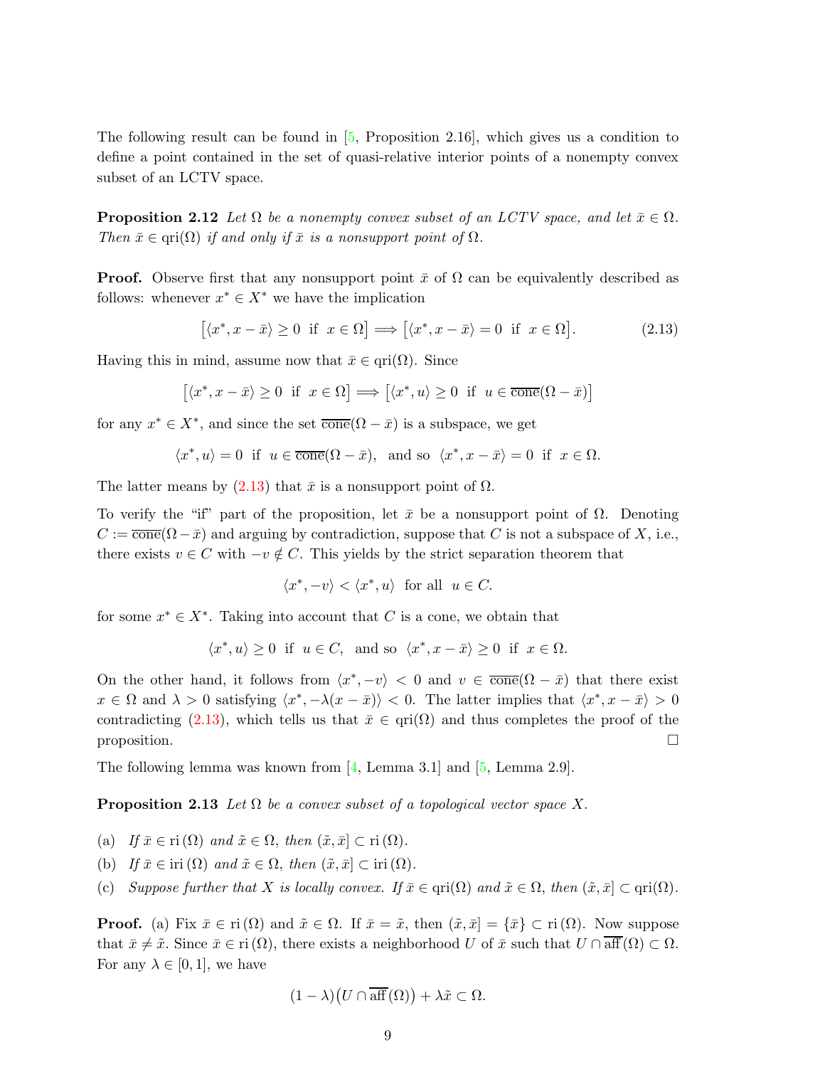The following result can be found in [5, Proposition 2.16], which gives us a condition to define a point contained in the set of quasi-relative interior points of a nonempty convex subset of an LCTV space.

**Proposition 2.12** *Let $\Omega$ be a nonempty convex subset of an LCTV space, and let $\bar{x} \in \Omega$. Then $\bar{x} \in \mathrm{qri}(\Omega)$ if and only if $\bar{x}$ is a nonsupport point of $\Omega$.*

**Proof.** Observe first that any nonsupport point $\bar{x}$ of $\Omega$ can be equivalently described as follows: whenever $x^* \in X^*$ we have the implication

$$\big[\langle x^*, x - \bar{x}\rangle \geq 0 \ \text{ if } \ x \in \Omega\big] \Longrightarrow \big[\langle x^*, x - \bar{x}\rangle = 0 \ \text{ if } \ x \in \Omega\big]. \tag{2.13}$$

Having this in mind, assume now that $\bar{x} \in \mathrm{qri}(\Omega)$. Since

$$\big[\langle x^*, x - \bar{x}\rangle \geq 0 \ \text{ if } \ x \in \Omega\big] \Longrightarrow \big[\langle x^*, u\rangle \geq 0 \ \text{ if } \ u \in \overline{\mathrm{cone}}(\Omega - \bar{x})\big]$$

for any $x^* \in X^*$, and since the set $\overline{\mathrm{cone}}(\Omega - \bar{x})$ is a subspace, we get

$$\langle x^*, u\rangle = 0 \ \text{ if } \ u \in \overline{\mathrm{cone}}(\Omega - \bar{x}), \ \text{ and so } \ \langle x^*, x - \bar{x}\rangle = 0 \ \text{ if } \ x \in \Omega.$$

The latter means by (2.13) that $\bar{x}$ is a nonsupport point of $\Omega$.

To verify the "if" part of the proposition, let $\bar{x}$ be a nonsupport point of $\Omega$. Denoting $C := \overline{\mathrm{cone}}(\Omega - \bar{x})$ and arguing by contradiction, suppose that $C$ is not a subspace of $X$, i.e., there exists $v \in C$ with $-v \notin C$. This yields by the strict separation theorem that

$$\langle x^*, -v\rangle < \langle x^*, u\rangle \ \text{ for all } \ u \in C.$$

for some $x^* \in X^*$. Taking into account that $C$ is a cone, we obtain that

$$\langle x^*, u\rangle \geq 0 \ \text{ if } \ u \in C, \ \text{ and so } \ \langle x^*, x - \bar{x}\rangle \geq 0 \ \text{ if } \ x \in \Omega.$$

On the other hand, it follows from $\langle x^*, -v\rangle < 0$ and $v \in \overline{\mathrm{cone}}(\Omega - \bar{x})$ that there exist $x \in \Omega$ and $\lambda > 0$ satisfying $\langle x^*, -\lambda(x - \bar{x})\rangle < 0$. The latter implies $\langle x^*, x - \bar{x}\rangle > 0$ contradicting (2.13), which tells us that $\bar{x} \in \mathrm{qri}(\Omega)$ and thus completes the proof of the proposition. $\square$

The following lemma was known from [4, Lemma 3.1] and [5, Lemma 2.9].

**Proposition 2.13** *Let $\Omega$ be a convex subset of a topological vector space $X$.*

(a) *If $\bar{x} \in \mathrm{ri}\,(\Omega)$ and $\tilde{x} \in \Omega$, then $(\tilde{x}, \bar{x}] \subset \mathrm{ri}\,(\Omega)$.*

(b) *If $\bar{x} \in \mathrm{iri}\,(\Omega)$ and $\tilde{x} \in \Omega$, then $(\tilde{x}, \bar{x}] \subset \mathrm{iri}\,(\Omega)$.*

(c) *Suppose further that $X$ is locally convex. If $\bar{x} \in \mathrm{qri}(\Omega)$ and $\tilde{x} \in \Omega$, then $(\tilde{x}, \bar{x}] \subset \mathrm{qri}(\Omega)$.*

**Proof.** (a) Fix $\bar{x} \in \mathrm{ri}\,(\Omega)$ and $\tilde{x} \in \Omega$. If $\bar{x} = \tilde{x}$, then $(\tilde{x}, \bar{x}] = \{\bar{x}\} \subset \mathrm{ri}\,(\Omega)$. Now suppose that $\bar{x} \neq \tilde{x}$. Since $\bar{x} \in \mathrm{ri}\,(\Omega)$, there exists a neighborhood $U$ of $\bar{x}$ such that $U \cap \overline{\mathrm{aff}}\,(\Omega) \subset \Omega$. For any $\lambda \in [0, 1]$, we have

$$(1 - \lambda)\big(U \cap \overline{\mathrm{aff}}\,(\Omega)\big) + \lambda\tilde{x} \subset \Omega.$$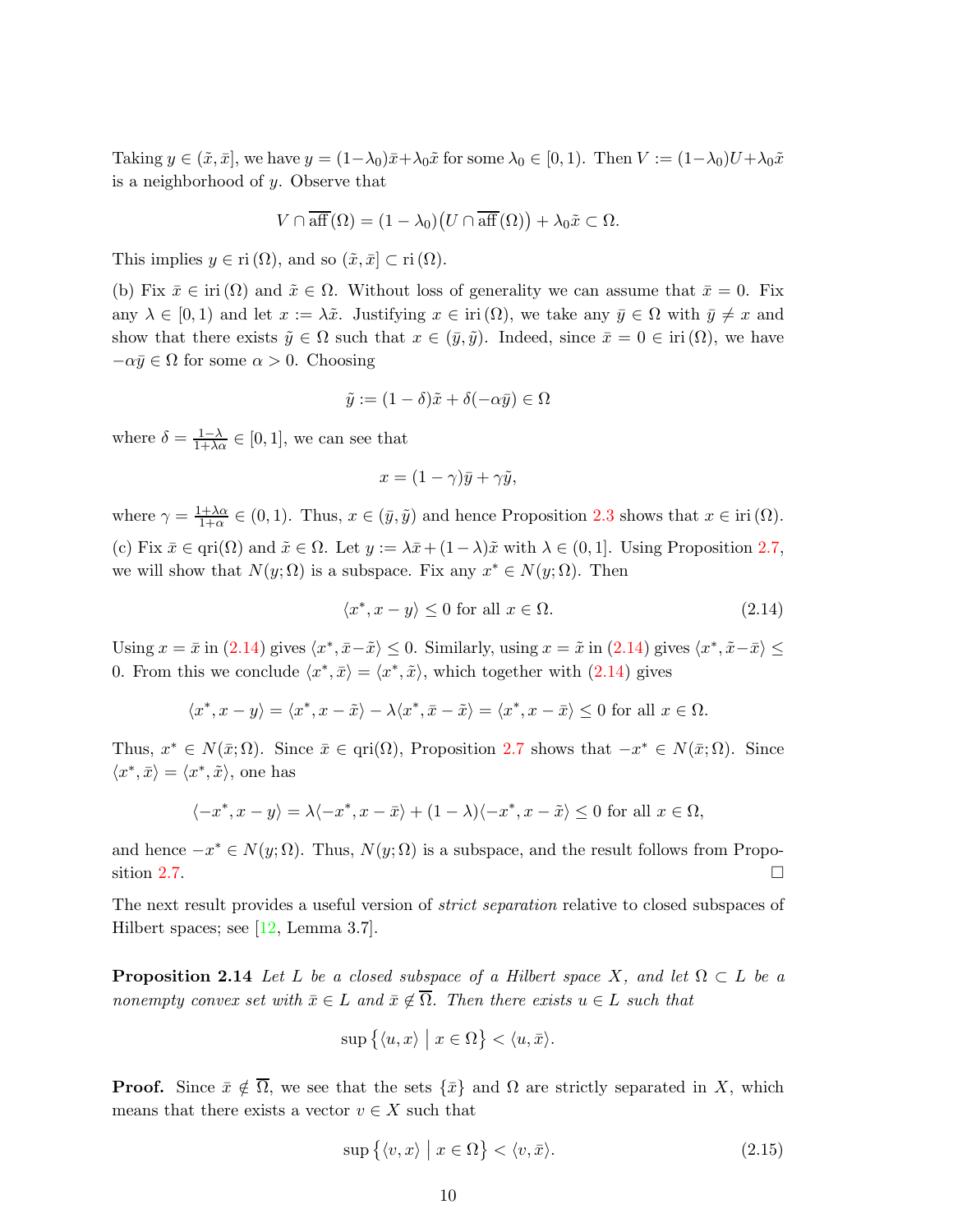Taking $y \in (\tilde{x}, \bar{x}]$, we have $y = (1-\lambda_0)\bar{x} + \lambda_0 \tilde{x}$ for some $\lambda_0 \in [0,1)$. Then $V := (1-\lambda_0)U + \lambda_0\tilde{x}$ is a neighborhood of $y$. Observe that

$$V \cap \overline{\text{aff}}(\Omega) = (1-\lambda_0)\big(U \cap \overline{\text{aff}}(\Omega)\big) + \lambda_0\tilde{x} \subset \Omega.$$

This implies $y \in \text{ri}\,(\Omega)$, and so $(\tilde{x}, \bar{x}] \subset \text{ri}\,(\Omega)$.

(b) Fix $\bar{x} \in \text{iri}\,(\Omega)$ and $\tilde{x} \in \Omega$. Without loss of generality we can assume that $\bar{x} = 0$. Fix any $\lambda \in [0,1)$ and let $x := \lambda\tilde{x}$. Justifying $x \in \text{iri}\,(\Omega)$, we take any $\bar{y} \in \Omega$ with $\bar{y} \neq x$ and show that there exists $\tilde{y} \in \Omega$ such that $x \in (\bar{y}, \tilde{y})$. Indeed, since $\bar{x} = 0 \in \text{iri}\,(\Omega)$, we have $-\alpha\bar{y} \in \Omega$ for some $\alpha > 0$. Choosing

$$\tilde{y} := (1-\delta)\tilde{x} + \delta(-\alpha\bar{y}) \in \Omega$$

where $\delta = \frac{1-\lambda}{1+\lambda\alpha} \in [0,1]$, we can see that

$$x = (1-\gamma)\bar{y} + \gamma\tilde{y},$$

where $\gamma = \frac{1+\lambda\alpha}{1+\alpha} \in (0,1)$. Thus, $x \in (\bar{y}, \tilde{y})$ and hence Proposition 2.3 shows that $x \in \text{iri}\,(\Omega)$.

(c) Fix $\bar{x} \in \text{qri}(\Omega)$ and $\tilde{x} \in \Omega$. Let $y := \lambda\bar{x} + (1-\lambda)\tilde{x}$ with $\lambda \in (0,1]$. Using Proposition 2.7, we will show that $N(y;\Omega)$ is a subspace. Fix any $x^* \in N(y;\Omega)$. Then

$$\langle x^*, x - y\rangle \le 0 \text{ for all } x \in \Omega. \tag{2.14}$$

Using $x = \bar{x}$ in (2.14) gives $\langle x^*, \bar{x} - \tilde{x}\rangle \le 0$. Similarly, using $x = \tilde{x}$ in (2.14) gives $\langle x^*, \tilde{x} - \bar{x}\rangle \le 0$. From this we conclude $\langle x^*, \bar{x}\rangle = \langle x^*, \tilde{x}\rangle$, which together with (2.14) gives

$$\langle x^*, x - y\rangle = \langle x^*, x - \tilde{x}\rangle - \lambda\langle x^*, \bar{x} - \tilde{x}\rangle = \langle x^*, x - \bar{x}\rangle \le 0 \text{ for all } x \in \Omega.$$

Thus, $x^* \in N(\bar{x};\Omega)$. Since $\bar{x} \in \text{qri}(\Omega)$, Proposition 2.7 shows that $-x^* \in N(\bar{x};\Omega)$. Since $\langle x^*, \bar{x}\rangle = \langle x^*, \tilde{x}\rangle$, one has

$$\langle -x^*, x - y\rangle = \lambda\langle -x^*, x - \bar{x}\rangle + (1-\lambda)\langle -x^*, x - \tilde{x}\rangle \le 0 \text{ for all } x \in \Omega,$$

and hence $-x^* \in N(y;\Omega)$. Thus, $N(y;\Omega)$ is a subspace, and the result follows from Proposition 2.7. $\square$

The next result provides a useful version of *strict separation* relative to closed subspaces of Hilbert spaces; see [12, Lemma 3.7].

**Proposition 2.14** *Let $L$ be a closed subspace of a Hilbert space $X$, and let $\Omega \subset L$ be a nonempty convex set with $\bar{x} \in L$ and $\bar{x} \notin \overline{\Omega}$. Then there exists $u \in L$ such that*

$$\sup\big\{\langle u, x\rangle \;\big|\; x \in \Omega\big\} < \langle u, \bar{x}\rangle.$$

**Proof.** Since $\bar{x} \notin \overline{\Omega}$, we see that the sets $\{\bar{x}\}$ and $\Omega$ are strictly separated in $X$, which means that there exists a vector $v \in X$ such that

$$\sup\big\{\langle v, x\rangle \;\big|\; x \in \Omega\big\} < \langle v, \bar{x}\rangle. \tag{2.15}$$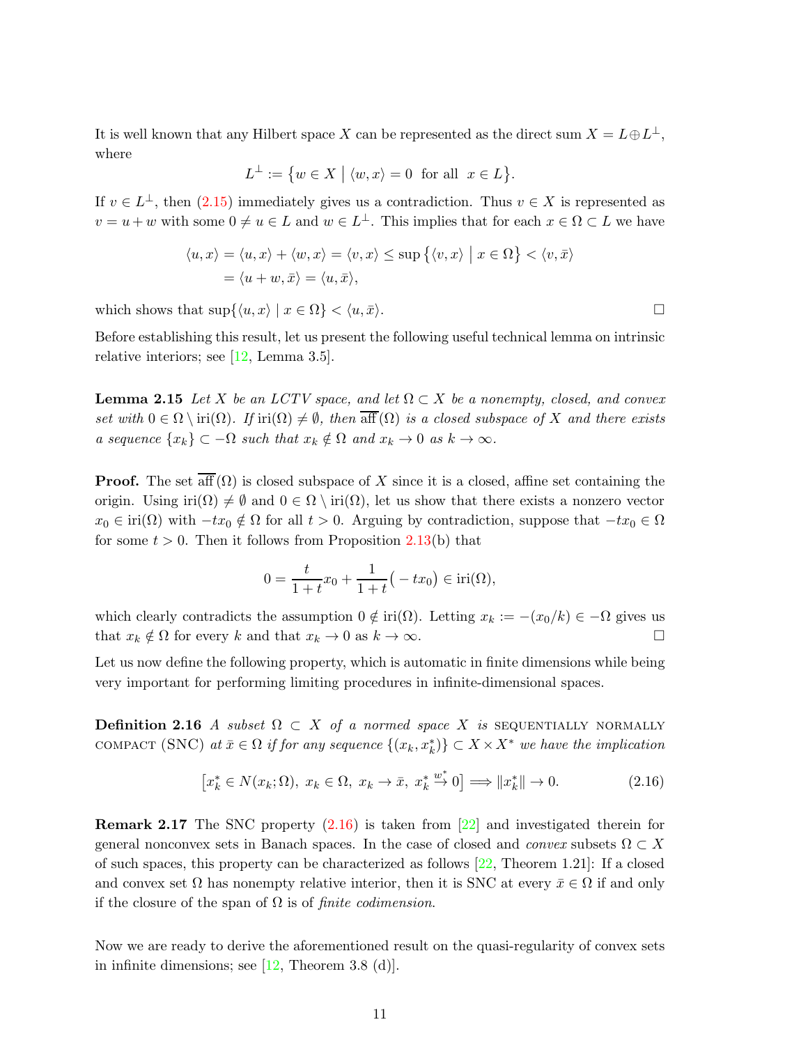It is well known that any Hilbert space $X$ can be represented as the direct sum $X = L \oplus L^\perp$, where

$$L^\perp := \{ w \in X \mid \langle w, x \rangle = 0 \text{ for all } x \in L \}.$$

If $v \in L^\perp$, then (2.15) immediately gives us a contradiction. Thus $v \in X$ is represented as $v = u + w$ with some $0 \neq u \in L$ and $w \in L^\perp$. This implies that for each $x \in \Omega \subset L$ we have

$$\begin{aligned}
\langle u, x \rangle = \langle u, x \rangle + \langle w, x \rangle = \langle v, x \rangle &\leq \sup \{ \langle v, x \rangle \mid x \in \Omega \} < \langle v, \bar{x} \rangle \\
&= \langle u + w, \bar{x} \rangle = \langle u, \bar{x} \rangle,
\end{aligned}$$

which shows that $\sup\{\langle u, x \rangle \mid x \in \Omega\} < \langle u, \bar{x} \rangle$. $\square$

Before establishing this result, let us present the following useful technical lemma on intrinsic relative interiors; see [12, Lemma 3.5].

**Lemma 2.15** *Let $X$ be an LCTV space, and let $\Omega \subset X$ be a nonempty, closed, and convex set with $0 \in \Omega \setminus \text{iri}(\Omega)$. If $\text{iri}(\Omega) \neq \emptyset$, then $\overline{\text{aff}}(\Omega)$ is a closed subspace of $X$ and there exists a sequence $\{x_k\} \subset -\Omega$ such that $x_k \notin \Omega$ and $x_k \to 0$ as $k \to \infty$.*

**Proof.** The set $\overline{\text{aff}}(\Omega)$ is closed subspace of $X$ since it is a closed, affine set containing the origin. Using $\text{iri}(\Omega) \neq \emptyset$ and $0 \in \Omega \setminus \text{iri}(\Omega)$, let us show that there exists a nonzero vector $x_0 \in \text{iri}(\Omega)$ with $-tx_0 \notin \Omega$ for all $t > 0$. Arguing by contradiction, suppose that $-tx_0 \in \Omega$ for some $t > 0$. Then it follows from Proposition 2.13(b) that

$$0 = \frac{t}{1+t} x_0 + \frac{1}{1+t}\big(-tx_0\big) \in \text{iri}(\Omega),$$

which clearly contradicts the assumption $0 \notin \text{iri}(\Omega)$. Letting $x_k := -(x_0/k) \in -\Omega$ gives us that $x_k \notin \Omega$ for every $k$ and that $x_k \to 0$ as $k \to \infty$. $\square$

Let us now define the following property, which is automatic in finite dimensions while being very important for performing limiting procedures in infinite-dimensional spaces.

**Definition 2.16** *A subset $\Omega \subset X$ of a normed space $X$ is* SEQUENTIALLY NORMALLY COMPACT (SNC) *at $\bar{x} \in \Omega$ if for any sequence $\{(x_k, x_k^*)\} \subset X \times X^*$ we have the implication*

$$\big[x_k^* \in N(x_k; \Omega),\ x_k \in \Omega,\ x_k \to \bar{x},\ x_k^* \overset{w^*}{\to} 0\big] \Longrightarrow \|x_k^*\| \to 0. \tag{2.16}$$

**Remark 2.17** The SNC property (2.16) is taken from [22] and investigated therein for general nonconvex sets in Banach spaces. In the case of closed and *convex* subsets $\Omega \subset X$ of such spaces, this property can be characterized as follows [22, Theorem 1.21]: If a closed and convex set $\Omega$ has nonempty relative interior, then it is SNC at every $\bar{x} \in \Omega$ if and only if the closure of the span of $\Omega$ is of *finite codimension*.

Now we are ready to derive the aforementioned result on the quasi-regularity of convex sets in infinite dimensions; see [12, Theorem 3.8 (d)].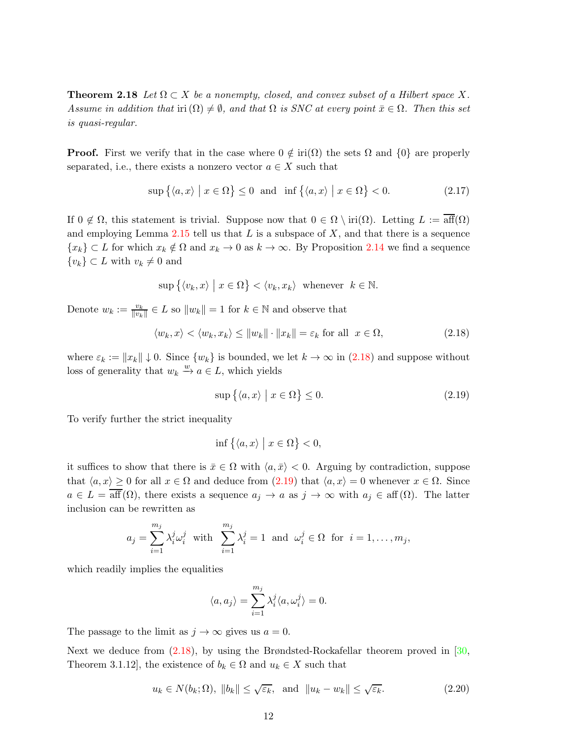**Theorem 2.18** *Let $\Omega \subset X$ be a nonempty, closed, and convex subset of a Hilbert space $X$. Assume in addition that $\operatorname{iri}(\Omega) \neq \emptyset$, and that $\Omega$ is SNC at every point $\bar{x} \in \Omega$. Then this set is quasi-regular.*

**Proof.** First we verify that in the case where $0 \notin \operatorname{iri}(\Omega)$ the sets $\Omega$ and $\{0\}$ are properly separated, i.e., there exists a nonzero vector $a \in X$ such that

$$\sup\big\{\langle a, x\rangle \;\big|\; x \in \Omega\big\} \leq 0 \;\text{ and }\; \inf\big\{\langle a, x\rangle \;\big|\; x \in \Omega\big\} < 0. \tag{2.17}$$

If $0 \notin \Omega$, this statement is trivial. Suppose now that $0 \in \Omega \setminus \operatorname{iri}(\Omega)$. Letting $L := \overline{\operatorname{aff}}(\Omega)$ and employing Lemma 2.15 tell us that $L$ is a subspace of $X$, and that there is a sequence $\{x_k\} \subset L$ for which $x_k \notin \Omega$ and $x_k \to 0$ as $k \to \infty$. By Proposition 2.14 we find a sequence $\{v_k\} \subset L$ with $v_k \neq 0$ and

$$\sup\big\{\langle v_k, x\rangle \;\big|\; x \in \Omega\big\} < \langle v_k, x_k\rangle \;\text{ whenever }\; k \in \mathbb{N}.$$

Denote $w_k := \frac{v_k}{\|v_k\|} \in L$ so $\|w_k\| = 1$ for $k \in \mathbb{N}$ and observe that

$$\langle w_k, x\rangle < \langle w_k, x_k\rangle \leq \|w_k\| \cdot \|x_k\| = \varepsilon_k \text{ for all }\; x \in \Omega, \tag{2.18}$$

where $\varepsilon_k := \|x_k\| \downarrow 0$. Since $\{w_k\}$ is bounded, we let $k \to \infty$ in (2.18) and suppose without loss of generality that $w_k \xrightarrow{w} a \in L$, which yields

$$\sup\big\{\langle a, x\rangle \;\big|\; x \in \Omega\big\} \leq 0. \tag{2.19}$$

To verify further the strict inequality

$$\inf\big\{\langle a, x\rangle \;\big|\; x \in \Omega\big\} < 0,$$

it suffices to show that there is $\bar{x} \in \Omega$ with $\langle a, \bar{x}\rangle < 0$. Arguing by contradiction, suppose that $\langle a, x\rangle \geq 0$ for all $x \in \Omega$ and deduce from (2.19) that $\langle a, x\rangle = 0$ whenever $x \in \Omega$. Since $a \in L = \overline{\operatorname{aff}}(\Omega)$, there exists a sequence $a_j \to a$ as $j \to \infty$ with $a_j \in \operatorname{aff}(\Omega)$. The latter inclusion can be rewritten as

$$a_j = \sum_{i=1}^{m_j} \lambda_i^j \omega_i^j \;\text{ with }\; \sum_{i=1}^{m_j} \lambda_i^j = 1 \;\text{ and }\; \omega_i^j \in \Omega \;\text{ for }\; i = 1, \ldots, m_j,$$

which readily implies the equalities

$$\langle a, a_j\rangle = \sum_{i=1}^{m_j} \lambda_i^j \langle a, \omega_i^j\rangle = 0.$$

The passage to the limit as $j \to \infty$ gives us $a = 0$.

Next we deduce from (2.18), by using the Brøndsted-Rockafellar theorem proved in [30, Theorem 3.1.12], the existence of $b_k \in \Omega$ and $u_k \in X$ such that

$$u_k \in N(b_k; \Omega),\; \|b_k\| \leq \sqrt{\varepsilon_k}, \;\text{ and }\; \|u_k - w_k\| \leq \sqrt{\varepsilon_k}. \tag{2.20}$$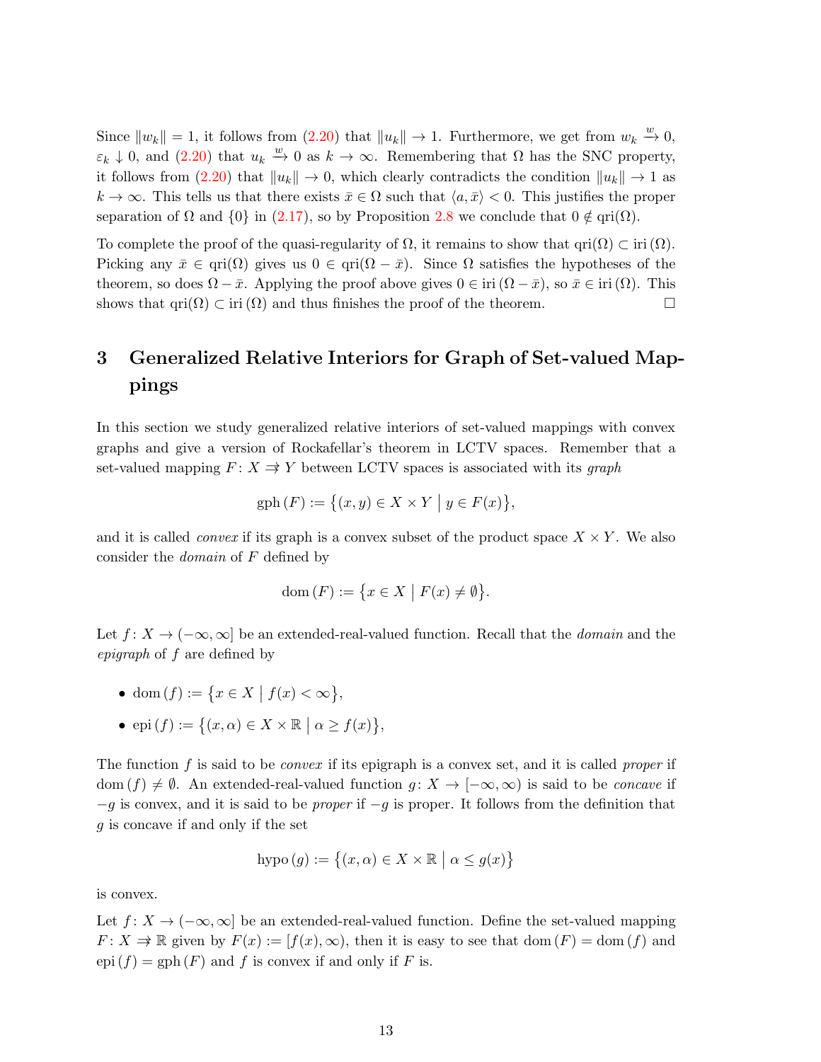Since $\|w_k\| = 1$, it follows from (2.20) that $\|u_k\| \to 1$. Furthermore, we get from $w_k \xrightarrow{w} 0$, $\varepsilon_k \downarrow 0$, and (2.20) that $u_k \xrightarrow{w} 0$ as $k \to \infty$. Remembering that $\Omega$ has the SNC property, it follows from (2.20) that $\|u_k\| \to 0$, which clearly contradicts the condition $\|u_k\| \to 1$ as $k \to \infty$. This tells us that there exists $\bar{x} \in \Omega$ such that $\langle a, \bar{x} \rangle < 0$. This justifies the proper separation of $\Omega$ and $\{0\}$ in (2.17), so by Proposition 2.8 we conclude that $0 \notin \text{qri}(\Omega)$.

To complete the proof of the quasi-regularity of $\Omega$, it remains to show that $\text{qri}(\Omega) \subset \text{iri}\,(\Omega)$. Picking any $\bar{x} \in \text{qri}(\Omega)$ gives us $0 \in \text{qri}(\Omega - \bar{x})$. Since $\Omega$ satisfies the hypotheses of the theorem, so does $\Omega - \bar{x}$. Applying the proof above gives $0 \in \text{iri}\,(\Omega - \bar{x})$, so $\bar{x} \in \text{iri}\,(\Omega)$. This shows that $\text{qri}(\Omega) \subset \text{iri}\,(\Omega)$ and thus finishes the proof of the theorem. $\square$

# 3 Generalized Relative Interiors for Graph of Set-valued Mappings

In this section we study generalized relative interiors of set-valued mappings with convex graphs and give a version of Rockafellar's theorem in LCTV spaces. Remember that a set-valued mapping $F\colon X \rightrightarrows Y$ between LCTV spaces is associated with its *graph*

$$\text{gph}\,(F) := \big\{(x, y) \in X \times Y \;\big|\; y \in F(x)\big\},$$

and it is called *convex* if its graph is a convex subset of the product space $X \times Y$. We also consider the *domain* of $F$ defined by

$$\text{dom}\,(F) := \big\{x \in X \;\big|\; F(x) \neq \emptyset\big\}.$$

Let $f\colon X \to (-\infty, \infty]$ be an extended-real-valued function. Recall that the *domain* and the *epigraph* of $f$ are defined by

- $\text{dom}\,(f) := \big\{x \in X \;\big|\; f(x) < \infty\big\}$,
- $\text{epi}\,(f) := \big\{(x, \alpha) \in X \times \mathbb{R} \;\big|\; \alpha \geq f(x)\big\}$,

The function $f$ is said to be *convex* if its epigraph is a convex set, and it is called *proper* if $\text{dom}\,(f) \neq \emptyset$. An extended-real-valued function $g\colon X \to [-\infty, \infty)$ is said to be *concave* if $-g$ is convex, and it is said to be *proper* if $-g$ is proper. It follows from the definition that $g$ is concave if and only if the set

$$\text{hypo}\,(g) := \big\{(x, \alpha) \in X \times \mathbb{R} \;\big|\; \alpha \leq g(x)\big\}$$

is convex.

Let $f\colon X \to (-\infty, \infty]$ be an extended-real-valued function. Define the set-valued mapping $F\colon X \rightrightarrows \mathbb{R}$ given by $F(x) := [f(x), \infty)$, then it is easy to see that $\text{dom}\,(F) = \text{dom}\,(f)$ and $\text{epi}\,(f) = \text{gph}\,(F)$ and $f$ is convex if and only if $F$ is.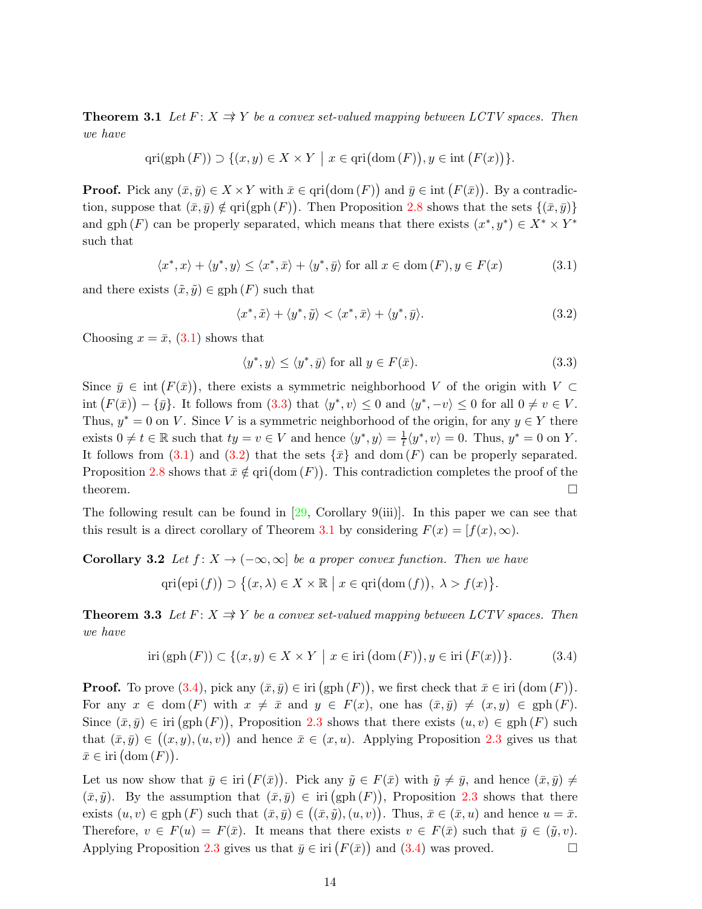**Theorem 3.1** *Let $F\colon X \rightrightarrows Y$ be a convex set-valued mapping between LCTV spaces. Then we have*

$$\operatorname{qri}(\operatorname{gph}(F)) \supset \{(x,y) \in X \times Y \mid x \in \operatorname{qri}(\operatorname{dom}(F)), y \in \operatorname{int}(F(x))\}.$$

**Proof.** Pick any $(\bar{x},\bar{y}) \in X \times Y$ with $\bar{x} \in \operatorname{qri}(\operatorname{dom}(F))$ and $\bar{y} \in \operatorname{int}(F(\bar{x}))$. By a contradiction, suppose that $(\bar{x},\bar{y}) \notin \operatorname{qri}(\operatorname{gph}(F))$. Then Proposition 2.8 shows that the sets $\{(\bar{x},\bar{y})\}$ and $\operatorname{gph}(F)$ can be properly separated, which means that there exists $(x^*,y^*) \in X^* \times Y^*$ such that

$$\langle x^*, x\rangle + \langle y^*, y\rangle \le \langle x^*, \bar{x}\rangle + \langle y^*, \bar{y}\rangle \text{ for all } x \in \operatorname{dom}(F), y \in F(x) \tag{3.1}$$

and there exists $(\tilde{x},\tilde{y}) \in \operatorname{gph}(F)$ such that

$$\langle x^*, \tilde{x}\rangle + \langle y^*, \tilde{y}\rangle < \langle x^*, \bar{x}\rangle + \langle y^*, \bar{y}\rangle. \tag{3.2}$$

Choosing $x = \bar{x}$, (3.1) shows that

$$\langle y^*, y\rangle \le \langle y^*, \bar{y}\rangle \text{ for all } y \in F(\bar{x}). \tag{3.3}$$

Since $\bar{y} \in \operatorname{int}(F(\bar{x}))$, there exists a symmetric neighborhood $V$ of the origin with $V \subset \operatorname{int}(F(\bar{x})) - \{\bar{y}\}$. It follows from (3.3) that $\langle y^*, v\rangle \le 0$ and $\langle y^*, -v\rangle \le 0$ for all $0 \ne v \in V$. Thus, $y^* = 0$ on $V$. Since $V$ is a symmetric neighborhood of the origin, for any $y \in Y$ there exists $0 \ne t \in \mathbb{R}$ such that $ty = v \in V$ and hence $\langle y^*, y\rangle = \frac{1}{t}\langle y^*, v\rangle = 0$. Thus, $y^* = 0$ on $Y$. It follows from (3.1) and (3.2) that the sets $\{\bar{x}\}$ and $\operatorname{dom}(F)$ can be properly separated. Proposition 2.8 shows that $\bar{x} \notin \operatorname{qri}(\operatorname{dom}(F))$. This contradiction completes the proof of the theorem. $\square$

The following result can be found in [29, Corollary 9(iii)]. In this paper we can see that this result is a direct corollary of Theorem 3.1 by considering $F(x) = [f(x), \infty)$.

**Corollary 3.2** *Let $f\colon X \to (-\infty,\infty]$ be a proper convex function. Then we have*

$$\operatorname{qri}(\operatorname{epi}(f)) \supset \{(x,\lambda) \in X \times \mathbb{R} \mid x \in \operatorname{qri}(\operatorname{dom}(f)),\ \lambda > f(x)\}.$$

**Theorem 3.3** *Let $F\colon X \rightrightarrows Y$ be a convex set-valued mapping between LCTV spaces. Then we have*

$$\operatorname{iri}(\operatorname{gph}(F)) \subset \{(x,y) \in X \times Y \mid x \in \operatorname{iri}(\operatorname{dom}(F)), y \in \operatorname{iri}(F(x))\}. \tag{3.4}$$

**Proof.** To prove (3.4), pick any $(\bar{x},\bar{y}) \in \operatorname{iri}(\operatorname{gph}(F))$, we first check that $\bar{x} \in \operatorname{iri}(\operatorname{dom}(F))$. For any $x \in \operatorname{dom}(F)$ with $x \ne \bar{x}$ and $y \in F(x)$, one has $(\bar{x},\bar{y}) \ne (x,y) \in \operatorname{gph}(F)$. Since $(\bar{x},\bar{y}) \in \operatorname{iri}(\operatorname{gph}(F))$, Proposition 2.3 shows that there exists $(u,v) \in \operatorname{gph}(F)$ such that $(\bar{x},\bar{y}) \in ((x,y),(u,v))$ and hence $\bar{x} \in (x,u)$. Applying Proposition 2.3 gives us that $\bar{x} \in \operatorname{iri}(\operatorname{dom}(F))$.

Let us now show that $\bar{y} \in \operatorname{iri}(F(\bar{x}))$. Pick any $\tilde{y} \in F(\bar{x})$ with $\tilde{y} \ne \bar{y}$, and hence $(\bar{x},\bar{y}) \ne (\bar{x},\tilde{y})$. By the assumption that $(\bar{x},\bar{y}) \in \operatorname{iri}(\operatorname{gph}(F))$, Proposition 2.3 shows that there exists $(u,v) \in \operatorname{gph}(F)$ such that $(\bar{x},\bar{y}) \in ((\bar{x},\tilde{y}),(u,v))$. Thus, $\bar{x} \in (\bar{x},u)$ and hence $u = \bar{x}$. Therefore, $v \in F(u) = F(\bar{x})$. It means that there exists $v \in F(\bar{x})$ such that $\bar{y} \in (\tilde{y},v)$. Applying Proposition 2.3 gives us that $\bar{y} \in \operatorname{iri}(F(\bar{x}))$ and (3.4) was proved. $\square$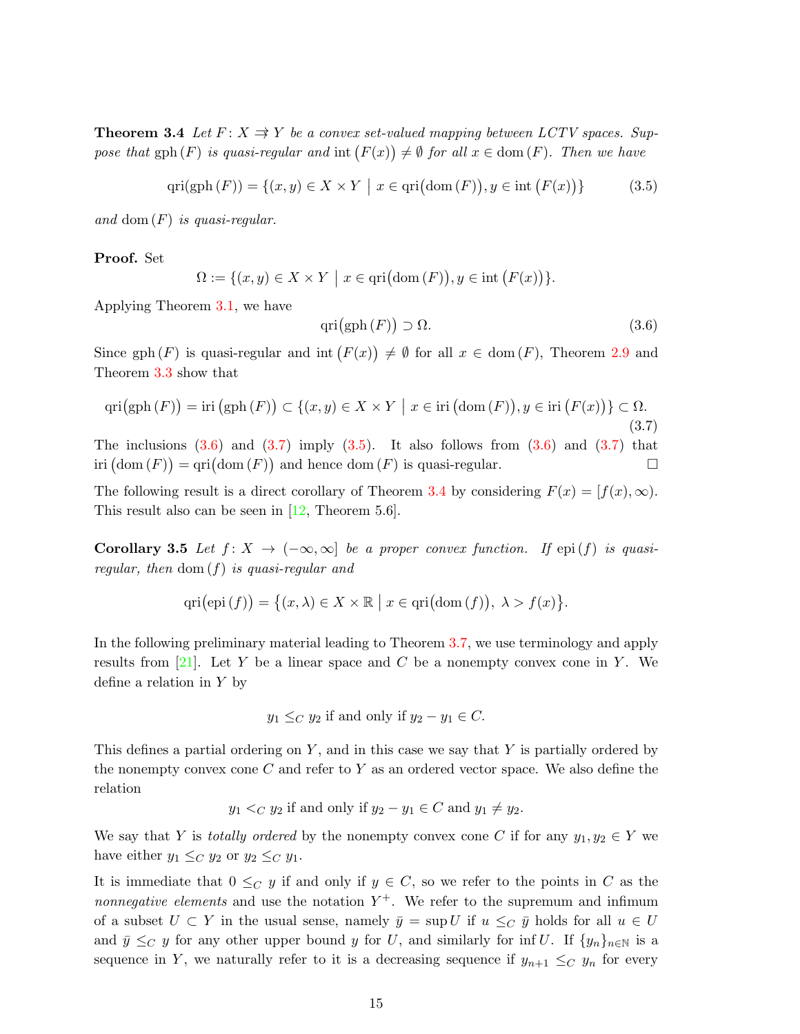**Theorem 3.4** *Let $F\colon X \rightrightarrows Y$ be a convex set-valued mapping between LCTV spaces. Suppose that $\operatorname{gph}(F)$ is quasi-regular and $\operatorname{int}(F(x)) \neq \emptyset$ for all $x \in \operatorname{dom}(F)$. Then we have*

$$\operatorname{qri}(\operatorname{gph}(F)) = \{(x,y) \in X \times Y \mid x \in \operatorname{qri}(\operatorname{dom}(F)), y \in \operatorname{int}(F(x))\} \tag{3.5}$$

*and $\operatorname{dom}(F)$ is quasi-regular.*

**Proof.** Set

$$\Omega := \{(x,y) \in X \times Y \mid x \in \operatorname{qri}(\operatorname{dom}(F)), y \in \operatorname{int}(F(x))\}.$$

Applying Theorem 3.1, we have

$$\operatorname{qri}(\operatorname{gph}(F)) \supset \Omega. \tag{3.6}$$

Since $\operatorname{gph}(F)$ is quasi-regular and $\operatorname{int}(F(x)) \neq \emptyset$ for all $x \in \operatorname{dom}(F)$, Theorem 2.9 and Theorem 3.3 show that

$$\operatorname{qri}(\operatorname{gph}(F)) = \operatorname{iri}(\operatorname{gph}(F)) \subset \{(x,y) \in X \times Y \mid x \in \operatorname{iri}(\operatorname{dom}(F)), y \in \operatorname{iri}(F(x))\} \subset \Omega. \tag{3.7}$$

The inclusions (3.6) and (3.7) imply (3.5). It also follows from (3.6) and (3.7) that $\operatorname{iri}(\operatorname{dom}(F)) = \operatorname{qri}(\operatorname{dom}(F))$ and hence $\operatorname{dom}(F)$ is quasi-regular. $\square$

The following result is a direct corollary of Theorem 3.4 by considering $F(x) = [f(x), \infty)$. This result also can be seen in [12, Theorem 5.6].

**Corollary 3.5** *Let $f\colon X \to (-\infty, \infty]$ be a proper convex function. If $\operatorname{epi}(f)$ is quasi-regular, then $\operatorname{dom}(f)$ is quasi-regular and*

$$\operatorname{qri}(\operatorname{epi}(f)) = \{(x,\lambda) \in X \times \mathbb{R} \mid x \in \operatorname{qri}(\operatorname{dom}(f)),\ \lambda > f(x)\}.$$

In the following preliminary material leading to Theorem 3.7, we use terminology and apply results from [21]. Let $Y$ be a linear space and $C$ be a nonempty convex cone in $Y$. We define a relation in $Y$ by

$$y_1 \leq_C y_2 \text{ if and only if } y_2 - y_1 \in C.$$

This defines a partial ordering on $Y$, and in this case we say that $Y$ is partially ordered by the nonempty convex cone $C$ and refer to $Y$ as an ordered vector space. We also define the relation

$$y_1 <_C y_2 \text{ if and only if } y_2 - y_1 \in C \text{ and } y_1 \neq y_2.$$

We say that $Y$ is *totally ordered* by the nonempty convex cone $C$ if for any $y_1, y_2 \in Y$ we have either $y_1 \leq_C y_2$ or $y_2 \leq_C y_1$.

It is immediate that $0 \leq_C y$ if and only if $y \in C$, so we refer to the points in $C$ as the *nonnegative elements* and use the notation $Y^+$. We refer to the supremum and infimum of a subset $U \subset Y$ in the usual sense, namely $\bar{y} = \sup U$ if $u \leq_C \bar{y}$ holds for all $u \in U$ and $\bar{y} \leq_C y$ for any other upper bound $y$ for $U$, and similarly for $\inf U$. If $\{y_n\}_{n \in \mathbb{N}}$ is a sequence in $Y$, we naturally refer to it is a decreasing sequence if $y_{n+1} \leq_C y_n$ for every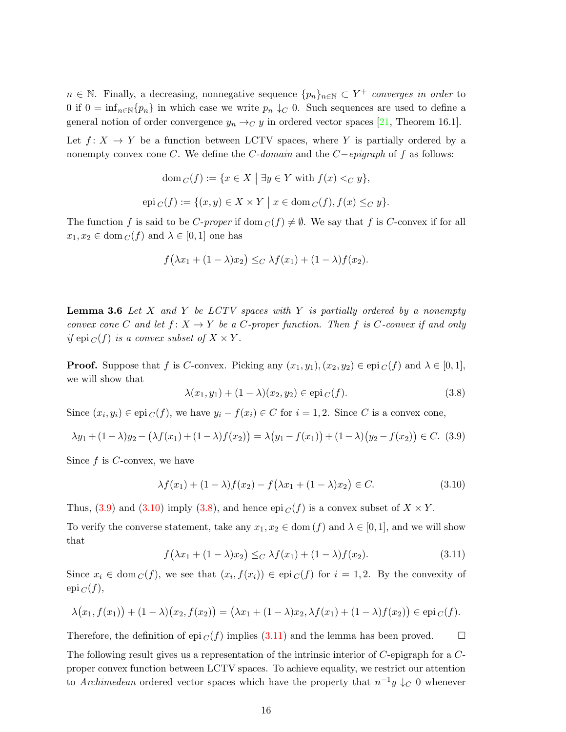$n \in \mathbb{N}$. Finally, a decreasing, nonnegative sequence $\{p_n\}_{n\in\mathbb{N}} \subset Y^+$ *converges in order* to 0 if $0 = \inf_{n\in\mathbb{N}}\{p_n\}$ in which case we write $p_n \downarrow_C 0$. Such sequences are used to define a general notion of order convergence $y_n \to_C y$ in ordered vector spaces [21, Theorem 16.1].

Let $f\colon X \to Y$ be a function between LCTV spaces, where $Y$ is partially ordered by a nonempty convex cone $C$. We define the *C-domain* and the *C−epigraph* of $f$ as follows:

$$\operatorname{dom}_C(f) := \{x \in X \mid \exists y \in Y \text{ with } f(x) <_C y\},$$

$$\operatorname{epi}_C(f) := \{(x,y) \in X \times Y \mid x \in \operatorname{dom}_C(f), f(x) \leq_C y\}.$$

The function $f$ is said to be *C-proper* if $\operatorname{dom}_C(f) \neq \emptyset$. We say that $f$ is *C*-convex if for all $x_1, x_2 \in \operatorname{dom}_C(f)$ and $\lambda \in [0,1]$ one has

$$f\big(\lambda x_1 + (1-\lambda)x_2\big) \leq_C \lambda f(x_1) + (1-\lambda)f(x_2).$$

**Lemma 3.6** *Let $X$ and $Y$ be LCTV spaces with $Y$ is partially ordered by a nonempty convex cone $C$ and let $f\colon X \to Y$ be a $C$-proper function. Then $f$ is $C$-convex if and only if $\operatorname{epi}_C(f)$ is a convex subset of $X \times Y$.*

**Proof.** Suppose that $f$ is $C$-convex. Picking any $(x_1,y_1),(x_2,y_2) \in \operatorname{epi}_C(f)$ and $\lambda \in [0,1]$, we will show that

$$\lambda(x_1,y_1) + (1-\lambda)(x_2,y_2) \in \operatorname{epi}_C(f). \tag{3.8}$$

Since $(x_i,y_i) \in \operatorname{epi}_C(f)$, we have $y_i - f(x_i) \in C$ for $i = 1,2$. Since $C$ is a convex cone,

$$\lambda y_1 + (1-\lambda)y_2 - \big(\lambda f(x_1) + (1-\lambda)f(x_2)\big) = \lambda\big(y_1 - f(x_1)\big) + (1-\lambda)\big(y_2 - f(x_2)\big) \in C. \tag{3.9}$$

Since $f$ is $C$-convex, we have

$$\lambda f(x_1) + (1-\lambda)f(x_2) - f\big(\lambda x_1 + (1-\lambda)x_2\big) \in C. \tag{3.10}$$

Thus, (3.9) and (3.10) imply (3.8), and hence $\operatorname{epi}_C(f)$ is a convex subset of $X \times Y$.

To verify the converse statement, take any $x_1, x_2 \in \operatorname{dom}(f)$ and $\lambda \in [0,1]$, and we will show that

$$f\big(\lambda x_1 + (1-\lambda)x_2\big) \leq_C \lambda f(x_1) + (1-\lambda)f(x_2). \tag{3.11}$$

Since $x_i \in \operatorname{dom}_C(f)$, we see that $(x_i, f(x_i)) \in \operatorname{epi}_C(f)$ for $i = 1,2$. By the convexity of $\operatorname{epi}_C(f)$,

$$\lambda\big(x_1, f(x_1)\big) + (1-\lambda)\big(x_2, f(x_2)\big) = \big(\lambda x_1 + (1-\lambda)x_2, \lambda f(x_1) + (1-\lambda)f(x_2)\big) \in \operatorname{epi}_C(f).$$

Therefore, the definition of $\operatorname{epi}_C(f)$ implies (3.11) and the lemma has been proved. $\square$

The following result gives us a representation of the intrinsic interior of $C$-epigraph for a $C$-proper convex function between LCTV spaces. To achieve equality, we restrict our attention to *Archimedean* ordered vector spaces which have the property that $n^{-1}y \downarrow_C 0$ whenever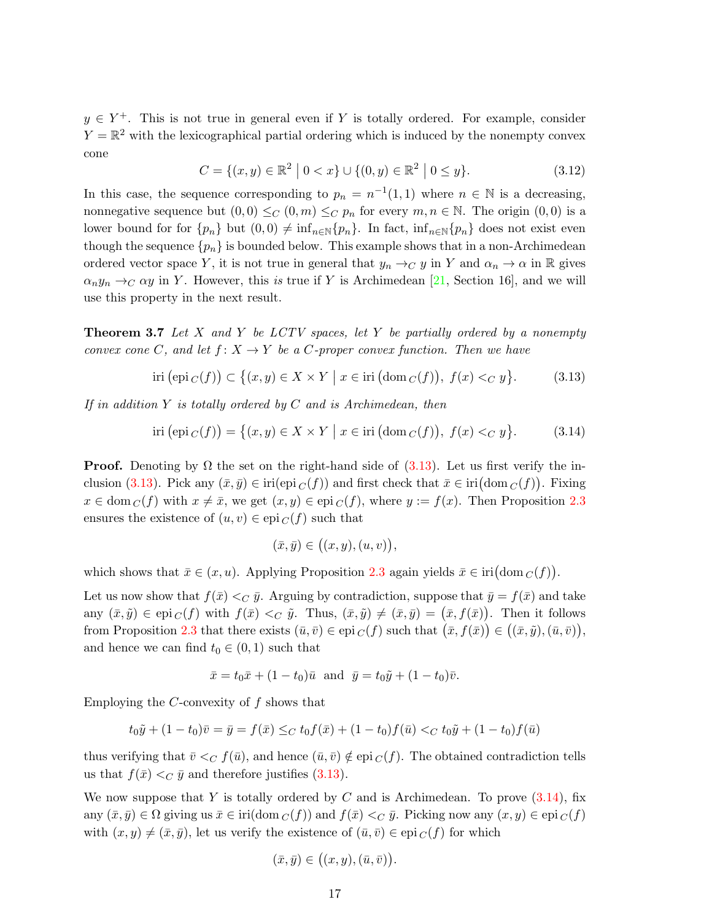$y \in Y^+$. This is not true in general even if $Y$ is totally ordered. For example, consider $Y = \mathbb{R}^2$ with the lexicographical partial ordering which is induced by the nonempty convex cone

$$C = \{(x, y) \in \mathbb{R}^2 \mid 0 < x\} \cup \{(0, y) \in \mathbb{R}^2 \mid 0 \le y\}. \tag{3.12}$$

In this case, the sequence corresponding to $p_n = n^{-1}(1, 1)$ where $n \in \mathbb{N}$ is a decreasing, nonnegative sequence but $(0, 0) \le_C (0, m) \le_C p_n$ for every $m, n \in \mathbb{N}$. The origin $(0, 0)$ is a lower bound for for $\{p_n\}$ but $(0, 0) \neq \inf_{n \in \mathbb{N}}\{p_n\}$. In fact, $\inf_{n \in \mathbb{N}}\{p_n\}$ does not exist even though the sequence $\{p_n\}$ is bounded below. This example shows that in a non-Archimedean ordered vector space $Y$, it is not true in general that $y_n \to_C y$ in $Y$ and $\alpha_n \to \alpha$ in $\mathbb{R}$ gives $\alpha_n y_n \to_C \alpha y$ in $Y$. However, this *is* true if $Y$ is Archimedean [21, Section 16], and we will use this property in the next result.

**Theorem 3.7** *Let $X$ and $Y$ be LCTV spaces, let $Y$ be partially ordered by a nonempty convex cone $C$, and let $f : X \to Y$ be a $C$-proper convex function. Then we have*

$$\operatorname{iri}\big(\operatorname{epi}_C(f)\big) \subset \big\{(x, y) \in X \times Y \mid x \in \operatorname{iri}\big(\operatorname{dom}_C(f)\big),\ f(x) <_C y\big\}. \tag{3.13}$$

*If in addition $Y$ is totally ordered by $C$ and is Archimedean, then*

$$\operatorname{iri}\big(\operatorname{epi}_C(f)\big) = \big\{(x, y) \in X \times Y \mid x \in \operatorname{iri}\big(\operatorname{dom}_C(f)\big),\ f(x) <_C y\big\}. \tag{3.14}$$

**Proof.** Denoting by $\Omega$ the set on the right-hand side of (3.13). Let us first verify the inclusion (3.13). Pick any $(\bar{x}, \bar{y}) \in \operatorname{iri}(\operatorname{epi}_C(f))$ and first check that $\bar{x} \in \operatorname{iri}\big(\operatorname{dom}_C(f)\big)$. Fixing $x \in \operatorname{dom}_C(f)$ with $x \neq \bar{x}$, we get $(x, y) \in \operatorname{epi}_C(f)$, where $y := f(x)$. Then Proposition 2.3 ensures the existence of $(u, v) \in \operatorname{epi}_C(f)$ such that

$$(\bar{x}, \bar{y}) \in \big((x, y), (u, v)\big),$$

which shows that $\bar{x} \in (x, u)$. Applying Proposition 2.3 again yields $\bar{x} \in \operatorname{iri}\big(\operatorname{dom}_C(f)\big)$.

Let us now show that $f(\bar{x}) <_C \bar{y}$. Arguing by contradiction, suppose that $\bar{y} = f(\bar{x})$ and take any $(\bar{x}, \tilde{y}) \in \operatorname{epi}_C(f)$ with $f(\bar{x}) <_C \tilde{y}$. Thus, $(\bar{x}, \tilde{y}) \neq (\bar{x}, \bar{y}) = \big(\bar{x}, f(\bar{x})\big)$. Then it follows from Proposition 2.3 that there exists $(\bar{u}, \bar{v}) \in \operatorname{epi}_C(f)$ such that $\big(\bar{x}, f(\bar{x})\big) \in \big((\bar{x}, \tilde{y}), (\bar{u}, \bar{v})\big)$, and hence we can find $t_0 \in (0, 1)$ such that

$$\bar{x} = t_0\bar{x} + (1 - t_0)\bar{u} \ \text{ and } \ \bar{y} = t_0\tilde{y} + (1 - t_0)\bar{v}.$$

Employing the $C$-convexity of $f$ shows that

$$t_0\tilde{y} + (1 - t_0)\bar{v} = \bar{y} = f(\bar{x}) \le_C t_0 f(\bar{x}) + (1 - t_0)f(\bar{u}) <_C t_0\tilde{y} + (1 - t_0)f(\bar{u})$$

thus verifying that $\bar{v} <_C f(\bar{u})$, and hence $(\bar{u}, \bar{v}) \notin \operatorname{epi}_C(f)$. The obtained contradiction tells us that $f(\bar{x}) <_C \bar{y}$ and therefore justifies (3.13).

We now suppose that $Y$ is totally ordered by $C$ and is Archimedean. To prove (3.14), fix any $(\bar{x}, \bar{y}) \in \Omega$ giving us $\bar{x} \in \operatorname{iri}(\operatorname{dom}_C(f))$ and $f(\bar{x}) <_C \bar{y}$. Picking now any $(x, y) \in \operatorname{epi}_C(f)$ with $(x, y) \neq (\bar{x}, \bar{y})$, let us verify the existence of $(\bar{u}, \bar{v}) \in \operatorname{epi}_C(f)$ for which

$$(\bar{x}, \bar{y}) \in \big((x, y), (\bar{u}, \bar{v})\big).$$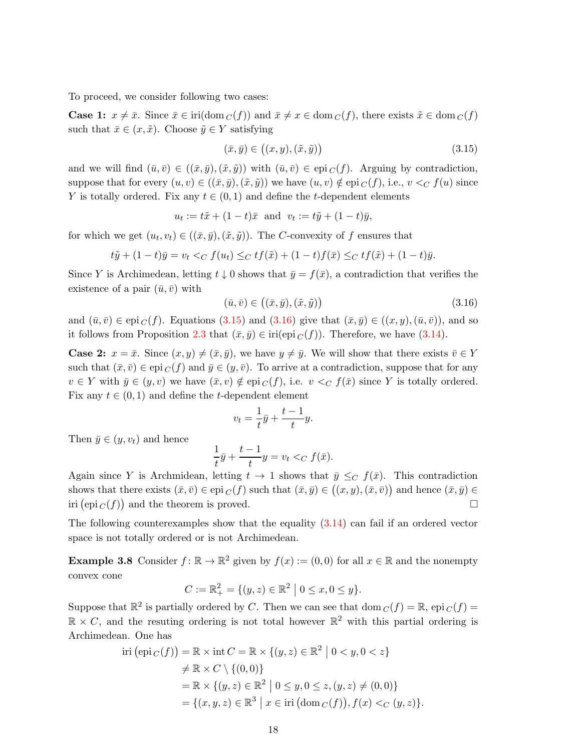To proceed, we consider following two cases:

**Case 1:** $x \neq \bar{x}$. Since $\bar{x} \in \operatorname{iri}(\operatorname{dom}_C(f))$ and $\bar{x} \neq x \in \operatorname{dom}_C(f)$, there exists $\tilde{x} \in \operatorname{dom}_C(f)$ such that $\bar{x} \in (x, \tilde{x})$. Choose $\tilde{y} \in Y$ satisfying

$$(\bar{x}, \bar{y}) \in \big((x, y), (\tilde{x}, \tilde{y})\big) \tag{3.15}$$

and we will find $(\bar{u}, \bar{v}) \in ((\bar{x}, \bar{y}), (\tilde{x}, \tilde{y}))$ with $(\bar{u}, \bar{v}) \in \operatorname{epi}_C(f)$. Arguing by contradiction, suppose that for every $(u, v) \in ((\bar{x}, \bar{y}), (\tilde{x}, \tilde{y}))$ we have $(u, v) \notin \operatorname{epi}_C(f)$, i.e., $v <_C f(u)$ since $Y$ is totally ordered. Fix any $t \in (0, 1)$ and define the $t$-dependent elements

$$u_t := t\tilde{x} + (1-t)\bar{x} \ \text{ and } \ v_t := t\tilde{y} + (1-t)\bar{y},$$

for which we get $(u_t, v_t) \in ((\bar{x}, \bar{y}), (\tilde{x}, \tilde{y}))$. The $C$-convexity of $f$ ensures that

$$t\tilde{y} + (1-t)\bar{y} = v_t <_C f(u_t) \leq_C tf(\tilde{x}) + (1-t)f(\bar{x}) \leq_C tf(\tilde{x}) + (1-t)\bar{y}.$$

Since $Y$ is Archimedean, letting $t \downarrow 0$ shows that $\bar{y} = f(\bar{x})$, a contradiction that verifies the existence of a pair $(\bar{u}, \bar{v})$ with

$$(\bar{u}, \bar{v}) \in \big((\bar{x}, \bar{y}), (\tilde{x}, \tilde{y})\big) \tag{3.16}$$

and $(\bar{u}, \bar{v}) \in \operatorname{epi}_C(f)$. Equations (3.15) and (3.16) give that $(\bar{x}, \bar{y}) \in ((x, y), (\bar{u}, \bar{v}))$, and so it follows from Proposition 2.3 that $(\bar{x}, \bar{y}) \in \operatorname{iri}(\operatorname{epi}_C(f))$. Therefore, we have (3.14).

**Case 2:** $x = \bar{x}$. Since $(x, y) \neq (\bar{x}, \bar{y})$, we have $y \neq \bar{y}$. We will show that there exists $\bar{v} \in Y$ such that $(\bar{x}, \bar{v}) \in \operatorname{epi}_C(f)$ and $\bar{y} \in (y, \bar{v})$. To arrive at a contradiction, suppose that for any $v \in Y$ with $\bar{y} \in (y, v)$ we have $(\bar{x}, v) \notin \operatorname{epi}_C(f)$, i.e. $v <_C f(\bar{x})$ since $Y$ is totally ordered. Fix any $t \in (0, 1)$ and define the $t$-dependent element

$$v_t = \frac{1}{t}\bar{y} + \frac{t-1}{t}y.$$

Then $\bar{y} \in (y, v_t)$ and hence

$$\frac{1}{t}\bar{y} + \frac{t-1}{t}y = v_t <_C f(\bar{x}).$$

Again since $Y$ is Archmidean, letting $t \to 1$ shows that $\bar{y} \leq_C f(\bar{x})$. This contradiction shows that there exists $(\bar{x}, \bar{v}) \in \operatorname{epi}_C(f)$ such that $(\bar{x}, \bar{y}) \in \big((x, y), (\bar{x}, \bar{v})\big)$ and hence $(\bar{x}, \bar{y}) \in \operatorname{iri}\big(\operatorname{epi}_C(f)\big)$ and the theorem is proved. $\square$

The following counterexamples show that the equality (3.14) can fail if an ordered vector space is not totally ordered or is not Archimedean.

**Example 3.8** Consider $f\colon \mathbb{R} \to \mathbb{R}^2$ given by $f(x) := (0, 0)$ for all $x \in \mathbb{R}$ and the nonempty convex cone

$$C := \mathbb{R}^2_+ = \{(y, z) \in \mathbb{R}^2 \mid 0 \leq x, 0 \leq y\}.$$

Suppose that $\mathbb{R}^2$ is partially ordered by $C$. Then we can see that $\operatorname{dom}_C(f) = \mathbb{R}$, $\operatorname{epi}_C(f) = \mathbb{R} \times C$, and the resuting ordering is not total however $\mathbb{R}^2$ with this partial ordering is Archimedean. One has

$$\begin{aligned}
\operatorname{iri}\big(\operatorname{epi}_C(f)\big) &= \mathbb{R} \times \operatorname{int} C = \mathbb{R} \times \{(y, z) \in \mathbb{R}^2 \mid 0 < y, 0 < z\} \\
&\neq \mathbb{R} \times C \setminus \{(0, 0)\} \\
&= \mathbb{R} \times \{(y, z) \in \mathbb{R}^2 \mid 0 \leq y, 0 \leq z, (y, z) \neq (0, 0)\} \\
&= \{(x, y, z) \in \mathbb{R}^3 \mid x \in \operatorname{iri}\big(\operatorname{dom}_C(f)\big), f(x) <_C (y, z)\}.
\end{aligned}$$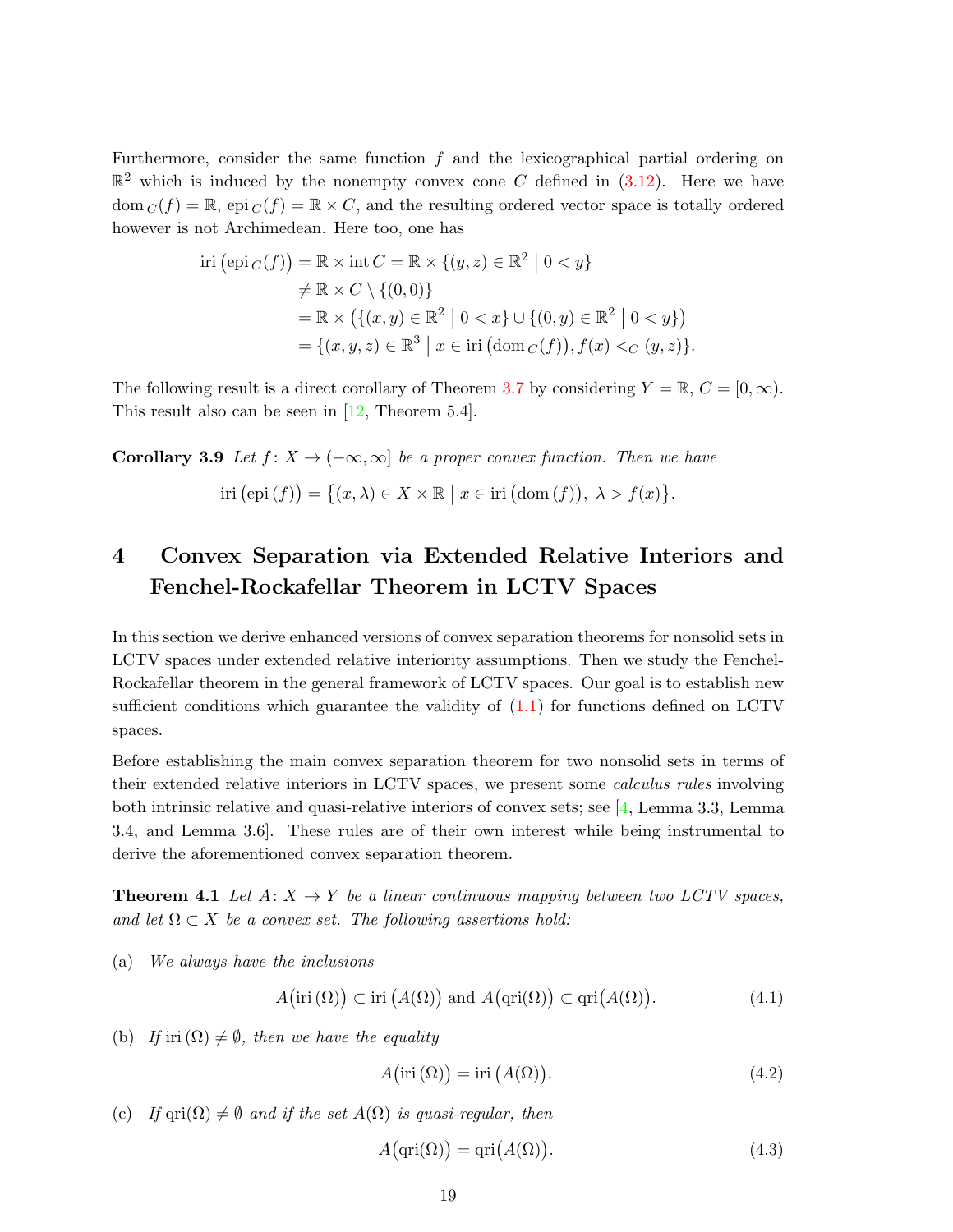Furthermore, consider the same function $f$ and the lexicographical partial ordering on $\mathbb{R}^2$ which is induced by the nonempty convex cone $C$ defined in (3.12). Here we have $\operatorname{dom}_C(f) = \mathbb{R}$, $\operatorname{epi}_C(f) = \mathbb{R} \times C$, and the resulting ordered vector space is totally ordered however is not Archimedean. Here too, one has

$$
\begin{aligned}
\operatorname{iri}\big(\operatorname{epi}_C(f)\big) &= \mathbb{R} \times \operatorname{int} C = \mathbb{R} \times \{(y,z) \in \mathbb{R}^2 \mid 0 < y\} \\
&\neq \mathbb{R} \times C \setminus \{(0,0)\} \\
&= \mathbb{R} \times \big(\{(x,y) \in \mathbb{R}^2 \mid 0 < x\} \cup \{(0,y) \in \mathbb{R}^2 \mid 0 < y\}\big) \\
&= \{(x,y,z) \in \mathbb{R}^3 \mid x \in \operatorname{iri}\big(\operatorname{dom}_C(f)\big), f(x) <_C (y,z)\}.
\end{aligned}
$$

The following result is a direct corollary of Theorem 3.7 by considering $Y = \mathbb{R}$, $C = [0,\infty)$. This result also can be seen in [12, Theorem 5.4].

**Corollary 3.9** *Let $f\colon X \to (-\infty,\infty]$ be a proper convex function. Then we have*

$$
\operatorname{iri}\big(\operatorname{epi}(f)\big) = \big\{(x,\lambda) \in X \times \mathbb{R} \mid x \in \operatorname{iri}\big(\operatorname{dom}(f)\big),\ \lambda > f(x)\big\}.
$$

# 4 Convex Separation via Extended Relative Interiors and Fenchel-Rockafellar Theorem in LCTV Spaces

In this section we derive enhanced versions of convex separation theorems for nonsolid sets in LCTV spaces under extended relative interiority assumptions. Then we study the Fenchel-Rockafellar theorem in the general framework of LCTV spaces. Our goal is to establish new sufficient conditions which guarantee the validity of (1.1) for functions defined on LCTV spaces.

Before establishing the main convex separation theorem for two nonsolid sets in terms of their extended relative interiors in LCTV spaces, we present some *calculus rules* involving both intrinsic relative and quasi-relative interiors of convex sets; see [4, Lemma 3.3, Lemma 3.4, and Lemma 3.6]. These rules are of their own interest while being instrumental to derive the aforementioned convex separation theorem.

**Theorem 4.1** *Let $A\colon X \to Y$ be a linear continuous mapping between two LCTV spaces, and let $\Omega \subset X$ be a convex set. The following assertions hold:*

(a) *We always have the inclusions*

$$
A\big(\operatorname{iri}(\Omega)\big) \subset \operatorname{iri}\big(A(\Omega)\big) \text{ and } A\big(\operatorname{qri}(\Omega)\big) \subset \operatorname{qri}\big(A(\Omega)\big). \tag{4.1}
$$

(b) *If $\operatorname{iri}(\Omega) \neq \emptyset$, then we have the equality*

$$
A\big(\operatorname{iri}(\Omega)\big) = \operatorname{iri}\big(A(\Omega)\big). \tag{4.2}
$$

(c) *If $\operatorname{qri}(\Omega) \neq \emptyset$ and if the set $A(\Omega)$ is quasi-regular, then*

$$
A\big(\operatorname{qri}(\Omega)\big) = \operatorname{qri}\big(A(\Omega)\big). \tag{4.3}
$$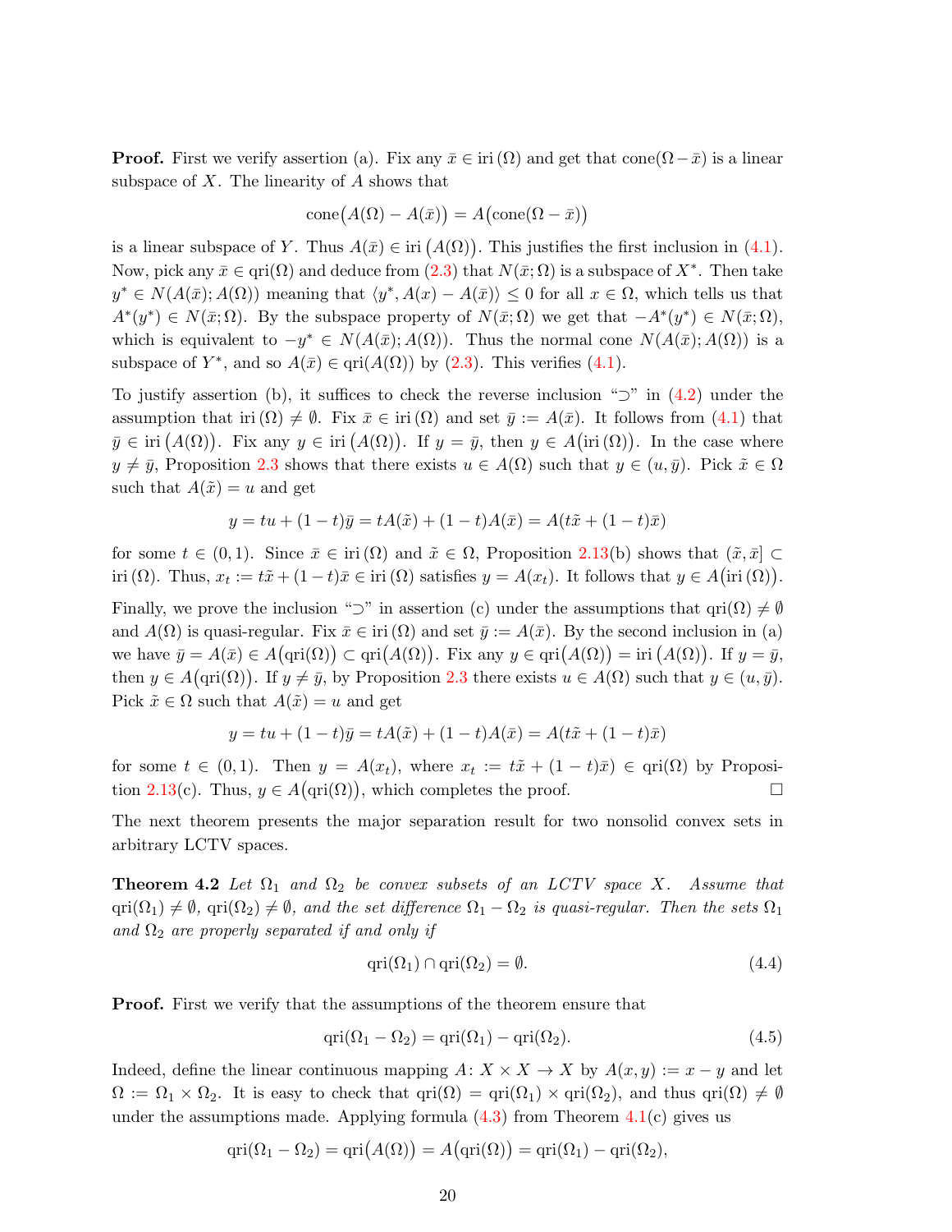**Proof.** First we verify assertion (a). Fix any $\bar{x} \in \text{iri}\,(\Omega)$ and get that $\text{cone}(\Omega - \bar{x})$ is a linear subspace of $X$. The linearity of $A$ shows that

$$\text{cone}\big(A(\Omega) - A(\bar{x})\big) = A\big(\text{cone}(\Omega - \bar{x})\big)$$

is a linear subspace of $Y$. Thus $A(\bar{x}) \in \text{iri}\,\big(A(\Omega)\big)$. This justifies the first inclusion in (4.1). Now, pick any $\bar{x} \in \text{qri}(\Omega)$ and deduce from (2.3) that $N(\bar{x};\Omega)$ is a subspace of $X^*$. Then take $y^* \in N(A(\bar{x}); A(\Omega))$ meaning that $\langle y^*, A(x) - A(\bar{x})\rangle \le 0$ for all $x \in \Omega$, which tells us that $A^*(y^*) \in N(\bar{x};\Omega)$. By the subspace property of $N(\bar{x};\Omega)$ we get that $-A^*(y^*) \in N(\bar{x};\Omega)$, which is equivalent to $-y^* \in N(A(\bar{x}); A(\Omega))$. Thus the normal cone $N(A(\bar{x}); A(\Omega))$ is a subspace of $Y^*$, and so $A(\bar{x}) \in \text{qri}(A(\Omega))$ by (2.3). This verifies (4.1).

To justify assertion (b), it suffices to check the reverse inclusion "$\supset$" in (4.2) under the assumption that $\text{iri}\,(\Omega) \neq \emptyset$. Fix $\bar{x} \in \text{iri}\,(\Omega)$ and set $\bar{y} := A(\bar{x})$. It follows from (4.1) that $\bar{y} \in \text{iri}\,\big(A(\Omega)\big)$. Fix any $y \in \text{iri}\,\big(A(\Omega)\big)$. If $y = \bar{y}$, then $y \in A\big(\text{iri}\,(\Omega)\big)$. In the case where $y \neq \bar{y}$, Proposition 2.3 shows that there exists $u \in A(\Omega)$ such that $y \in (u, \bar{y})$. Pick $\tilde{x} \in \Omega$ such that $A(\tilde{x}) = u$ and get

$$y = tu + (1-t)\bar{y} = tA(\tilde{x}) + (1-t)A(\bar{x}) = A(t\tilde{x} + (1-t)\bar{x})$$

for some $t \in (0,1)$. Since $\bar{x} \in \text{iri}\,(\Omega)$ and $\tilde{x} \in \Omega$, Proposition 2.13(b) shows that $(\tilde{x}, \bar{x}] \subset \text{iri}\,(\Omega)$. Thus, $x_t := t\tilde{x} + (1-t)\bar{x} \in \text{iri}\,(\Omega)$ satisfies $y = A(x_t)$. It follows that $y \in A\big(\text{iri}\,(\Omega)\big)$.

Finally, we prove the inclusion "$\supset$" in assertion (c) under the assumptions that $\text{qri}(\Omega) \neq \emptyset$ and $A(\Omega)$ is quasi-regular. Fix $\bar{x} \in \text{iri}\,(\Omega)$ and set $\bar{y} := A(\bar{x})$. By the second inclusion in (a) we have $\bar{y} = A(\bar{x}) \in A\big(\text{qri}(\Omega)\big) \subset \text{qri}\big(A(\Omega)\big)$. Fix any $y \in \text{qri}\big(A(\Omega)\big) = \text{iri}\,\big(A(\Omega)\big)$. If $y = \bar{y}$, then $y \in A\big(\text{qri}(\Omega)\big)$. If $y \neq \bar{y}$, by Proposition 2.3 there exists $u \in A(\Omega)$ such that $y \in (u, \bar{y})$. Pick $\tilde{x} \in \Omega$ such that $A(\tilde{x}) = u$ and get

$$y = tu + (1-t)\bar{y} = tA(\tilde{x}) + (1-t)A(\bar{x}) = A(t\tilde{x} + (1-t)\bar{x})$$

for some $t \in (0,1)$. Then $y = A(x_t)$, where $x_t := t\tilde{x} + (1-t)\bar{x}) \in \text{qri}(\Omega)$ by Proposition 2.13(c). Thus, $y \in A\big(\text{qri}(\Omega)\big)$, which completes the proof. $\square$

The next theorem presents the major separation result for two nonsolid convex sets in arbitrary LCTV spaces.

**Theorem 4.2** *Let $\Omega_1$ and $\Omega_2$ be convex subsets of an LCTV space $X$. Assume that $\text{qri}(\Omega_1) \neq \emptyset$, $\text{qri}(\Omega_2) \neq \emptyset$, and the set difference $\Omega_1 - \Omega_2$ is quasi-regular. Then the sets $\Omega_1$ and $\Omega_2$ are properly separated if and only if*

$$\text{qri}(\Omega_1) \cap \text{qri}(\Omega_2) = \emptyset. \tag{4.4}$$

**Proof.** First we verify that the assumptions of the theorem ensure that

$$\text{qri}(\Omega_1 - \Omega_2) = \text{qri}(\Omega_1) - \text{qri}(\Omega_2). \tag{4.5}$$

Indeed, define the linear continuous mapping $A\colon X \times X \to X$ by $A(x,y) := x - y$ and let $\Omega := \Omega_1 \times \Omega_2$. It is easy to check that $\text{qri}(\Omega) = \text{qri}(\Omega_1) \times \text{qri}(\Omega_2)$, and thus $\text{qri}(\Omega) \neq \emptyset$ under the assumptions made. Applying formula (4.3) from Theorem 4.1(c) gives us

$$\text{qri}(\Omega_1 - \Omega_2) = \text{qri}\big(A(\Omega)\big) = A\big(\text{qri}(\Omega)\big) = \text{qri}(\Omega_1) - \text{qri}(\Omega_2),$$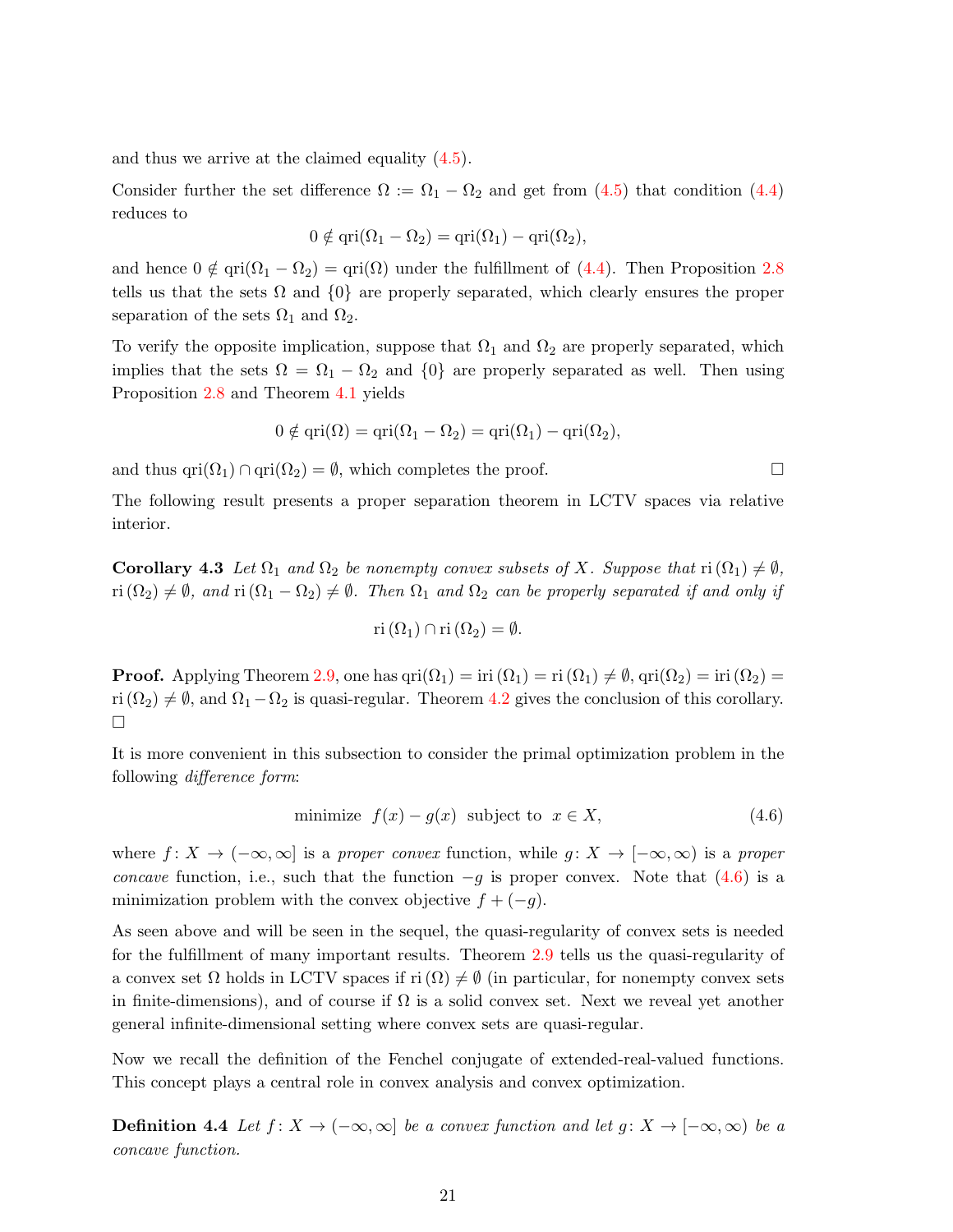and thus we arrive at the claimed equality (4.5).

Consider further the set difference $\Omega := \Omega_1 - \Omega_2$ and get from (4.5) that condition (4.4) reduces to

$$0 \notin \text{qri}(\Omega_1 - \Omega_2) = \text{qri}(\Omega_1) - \text{qri}(\Omega_2),$$

and hence $0 \notin \text{qri}(\Omega_1 - \Omega_2) = \text{qri}(\Omega)$ under the fulfillment of (4.4). Then Proposition 2.8 tells us that the sets $\Omega$ and $\{0\}$ are properly separated, which clearly ensures the proper separation of the sets $\Omega_1$ and $\Omega_2$.

To verify the opposite implication, suppose that $\Omega_1$ and $\Omega_2$ are properly separated, which implies that the sets $\Omega = \Omega_1 - \Omega_2$ and $\{0\}$ are properly separated as well. Then using Proposition 2.8 and Theorem 4.1 yields

$$0 \notin \text{qri}(\Omega) = \text{qri}(\Omega_1 - \Omega_2) = \text{qri}(\Omega_1) - \text{qri}(\Omega_2),$$

and thus $\text{qri}(\Omega_1) \cap \text{qri}(\Omega_2) = \emptyset$, which completes the proof. □

The following result presents a proper separation theorem in LCTV spaces via relative interior.

**Corollary 4.3** *Let $\Omega_1$ and $\Omega_2$ be nonempty convex subsets of $X$. Suppose that $\text{ri}(\Omega_1) \neq \emptyset$, $\text{ri}(\Omega_2) \neq \emptyset$, and $\text{ri}(\Omega_1 - \Omega_2) \neq \emptyset$. Then $\Omega_1$ and $\Omega_2$ can be properly separated if and only if*

$$\text{ri}(\Omega_1) \cap \text{ri}(\Omega_2) = \emptyset.$$

**Proof.** Applying Theorem 2.9, one has $\text{qri}(\Omega_1) = \text{iri}(\Omega_1) = \text{ri}(\Omega_1) \neq \emptyset$, $\text{qri}(\Omega_2) = \text{iri}(\Omega_2) = \text{ri}(\Omega_2) \neq \emptyset$, and $\Omega_1 - \Omega_2$ is quasi-regular. Theorem 4.2 gives the conclusion of this corollary. □

It is more convenient in this subsection to consider the primal optimization problem in the following *difference form*:

$$\text{minimize } \; f(x) - g(x) \; \text{ subject to } \; x \in X, \tag{4.6}$$

where $f\colon X \to (-\infty, \infty]$ is a *proper convex* function, while $g\colon X \to [-\infty, \infty)$ is a *proper concave* function, i.e., such that the function $-g$ is proper convex. Note that (4.6) is a minimization problem with the convex objective $f + (-g)$.

As seen above and will be seen in the sequel, the quasi-regularity of convex sets is needed for the fulfillment of many important results. Theorem 2.9 tells us the quasi-regularity of a convex set $\Omega$ holds in LCTV spaces if $\text{ri}(\Omega) \neq \emptyset$ (in particular, for nonempty convex sets in finite-dimensions), and of course if $\Omega$ is a solid convex set. Next we reveal yet another general infinite-dimensional setting where convex sets are quasi-regular.

Now we recall the definition of the Fenchel conjugate of extended-real-valued functions. This concept plays a central role in convex analysis and convex optimization.

**Definition 4.4** *Let $f\colon X \to (-\infty, \infty]$ be a convex function and let $g\colon X \to [-\infty, \infty)$ be a concave function.*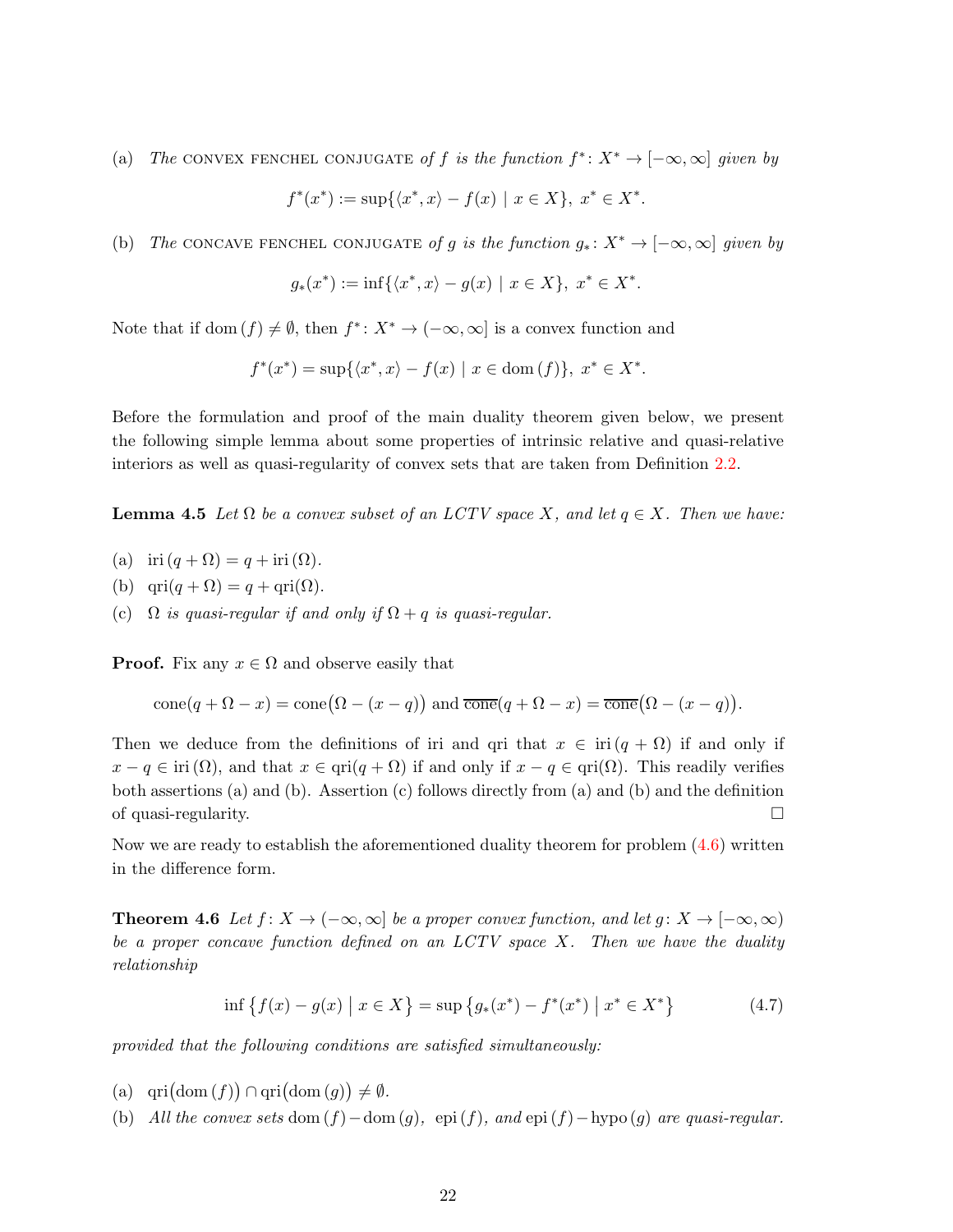(a) *The* CONVEX FENCHEL CONJUGATE *of $f$ is the function $f^*\colon X^* \to [-\infty, \infty]$ given by*

$$f^*(x^*) := \sup\{\langle x^*, x\rangle - f(x) \mid x \in X\},\ x^* \in X^*.$$

(b) *The* CONCAVE FENCHEL CONJUGATE *of $g$ is the function $g_*\colon X^* \to [-\infty, \infty]$ given by*

$$g_*(x^*) := \inf\{\langle x^*, x\rangle - g(x) \mid x \in X\},\ x^* \in X^*.$$

Note that if $\operatorname{dom}(f) \neq \emptyset$, then $f^*\colon X^* \to (-\infty, \infty]$ is a convex function and

$$f^*(x^*) = \sup\{\langle x^*, x\rangle - f(x) \mid x \in \operatorname{dom}(f)\},\ x^* \in X^*.$$

Before the formulation and proof of the main duality theorem given below, we present the following simple lemma about some properties of intrinsic relative and quasi-relative interiors as well as quasi-regularity of convex sets that are taken from Definition 2.2.

**Lemma 4.5** *Let $\Omega$ be a convex subset of an LCTV space $X$, and let $q \in X$. Then we have:*

(a) $\operatorname{iri}(q + \Omega) = q + \operatorname{iri}(\Omega)$.

(b) $\operatorname{qri}(q + \Omega) = q + \operatorname{qri}(\Omega)$.

(c) *$\Omega$ is quasi-regular if and only if $\Omega + q$ is quasi-regular.*

**Proof.** Fix any $x \in \Omega$ and observe easily that

$$\operatorname{cone}(q + \Omega - x) = \operatorname{cone}\big(\Omega - (x - q)\big) \text{ and } \overline{\operatorname{cone}}(q + \Omega - x) = \overline{\operatorname{cone}}\big(\Omega - (x - q)\big).$$

Then we deduce from the definitions of iri and qri that $x \in \operatorname{iri}(q + \Omega)$ if and only if $x - q \in \operatorname{iri}(\Omega)$, and that $x \in \operatorname{qri}(q + \Omega)$ if and only if $x - q \in \operatorname{qri}(\Omega)$. This readily verifies both assertions (a) and (b). Assertion (c) follows directly from (a) and (b) and the definition of quasi-regularity. $\square$

Now we are ready to establish the aforementioned duality theorem for problem (4.6) written in the difference form.

**Theorem 4.6** *Let $f\colon X \to (-\infty, \infty]$ be a proper convex function, and let $g\colon X \to [-\infty, \infty)$ be a proper concave function defined on an LCTV space $X$. Then we have the duality relationship*

$$\inf\big\{f(x) - g(x) \;\big|\; x \in X\big\} = \sup\big\{g_*(x^*) - f^*(x^*) \;\big|\; x^* \in X^*\big\} \tag{4.7}$$

*provided that the following conditions are satisfied simultaneously:*

(a) $\operatorname{qri}\big(\operatorname{dom}(f)\big) \cap \operatorname{qri}\big(\operatorname{dom}(g)\big) \neq \emptyset$.

(b) *All the convex sets $\operatorname{dom}(f) - \operatorname{dom}(g)$, $\operatorname{epi}(f)$, and $\operatorname{epi}(f) - \operatorname{hypo}(g)$ are quasi-regular.*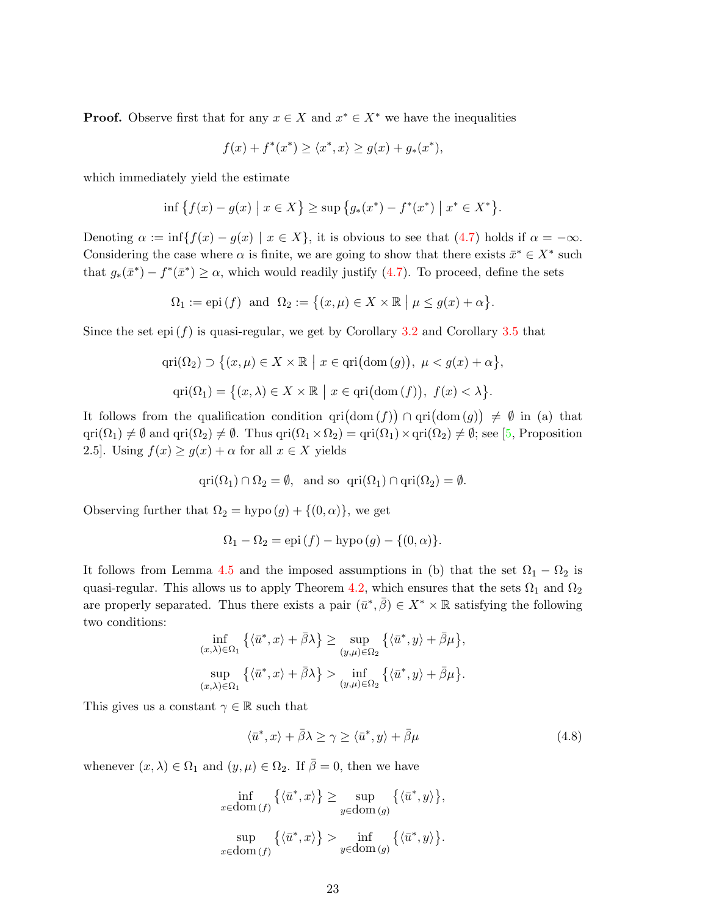**Proof.** Observe first that for any $x \in X$ and $x^* \in X^*$ we have the inequalities

$$f(x) + f^*(x^*) \geq \langle x^*, x\rangle \geq g(x) + g_*(x^*),$$

which immediately yield the estimate

$$\inf\big\{f(x) - g(x) \bigm| x \in X\big\} \geq \sup\big\{g_*(x^*) - f^*(x^*) \bigm| x^* \in X^*\big\}.$$

Denoting $\alpha := \inf\{f(x) - g(x) \mid x \in X\}$, it is obvious to see that (4.7) holds if $\alpha = -\infty$. Considering the case where $\alpha$ is finite, we are going to show that there exists $\bar{x}^* \in X^*$ such that $g_*(\bar{x}^*) - f^*(\bar{x}^*) \geq \alpha$, which would readily justify (4.7). To proceed, define the sets

$$\Omega_1 := \operatorname{epi}(f) \ \text{ and } \ \Omega_2 := \big\{(x,\mu) \in X \times \mathbb{R} \bigm| \mu \leq g(x) + \alpha\big\}.$$

Since the set $\operatorname{epi}(f)$ is quasi-regular, we get by Corollary 3.2 and Corollary 3.5 that

$$\operatorname{qri}(\Omega_2) \supset \big\{(x,\mu) \in X \times \mathbb{R} \bigm| x \in \operatorname{qri}\big(\operatorname{dom}(g)\big),\ \mu < g(x) + \alpha\big\},$$

$$\operatorname{qri}(\Omega_1) = \big\{(x,\lambda) \in X \times \mathbb{R} \bigm| x \in \operatorname{qri}\big(\operatorname{dom}(f)\big),\ f(x) < \lambda\big\}.$$

It follows from the qualification condition $\operatorname{qri}\big(\operatorname{dom}(f)\big) \cap \operatorname{qri}\big(\operatorname{dom}(g)\big) \neq \emptyset$ in (a) that $\operatorname{qri}(\Omega_1) \neq \emptyset$ and $\operatorname{qri}(\Omega_2) \neq \emptyset$. Thus $\operatorname{qri}(\Omega_1 \times \Omega_2) = \operatorname{qri}(\Omega_1) \times \operatorname{qri}(\Omega_2) \neq \emptyset$; see [5, Proposition 2.5]. Using $f(x) \geq g(x) + \alpha$ for all $x \in X$ yields

$$\operatorname{qri}(\Omega_1) \cap \Omega_2 = \emptyset, \ \text{ and so } \ \operatorname{qri}(\Omega_1) \cap \operatorname{qri}(\Omega_2) = \emptyset.$$

Observing further that $\Omega_2 = \operatorname{hypo}(g) + \{(0,\alpha)\}$, we get

$$\Omega_1 - \Omega_2 = \operatorname{epi}(f) - \operatorname{hypo}(g) - \{(0,\alpha)\}.$$

It follows from Lemma 4.5 and the imposed assumptions in (b) that the set $\Omega_1 - \Omega_2$ is quasi-regular. This allows us to apply Theorem 4.2, which ensures that the sets $\Omega_1$ and $\Omega_2$ are properly separated. Thus there exists a pair $(\bar{u}^*, \bar{\beta}) \in X^* \times \mathbb{R}$ satisfying the following two conditions:

$$\inf_{(x,\lambda)\in\Omega_1} \big\{\langle \bar{u}^*, x\rangle + \bar{\beta}\lambda\big\} \geq \sup_{(y,\mu)\in\Omega_2} \big\{\langle \bar{u}^*, y\rangle + \bar{\beta}\mu\big\},$$

$$\sup_{(x,\lambda)\in\Omega_1} \big\{\langle \bar{u}^*, x\rangle + \bar{\beta}\lambda\big\} > \inf_{(y,\mu)\in\Omega_2} \big\{\langle \bar{u}^*, y\rangle + \bar{\beta}\mu\big\}.$$

This gives us a constant $\gamma \in \mathbb{R}$ such that

$$\langle \bar{u}^*, x\rangle + \bar{\beta}\lambda \geq \gamma \geq \langle \bar{u}^*, y\rangle + \bar{\beta}\mu \tag{4.8}$$

whenever $(x,\lambda) \in \Omega_1$ and $(y,\mu) \in \Omega_2$. If $\bar{\beta} = 0$, then we have

$$\inf_{x\in\operatorname{dom}(f)} \big\{\langle \bar{u}^*, x\rangle\big\} \geq \sup_{y\in\operatorname{dom}(g)} \big\{\langle \bar{u}^*, y\rangle\big\},$$

$$\sup_{x\in\operatorname{dom}(f)} \big\{\langle \bar{u}^*, x\rangle\big\} > \inf_{y\in\operatorname{dom}(g)} \big\{\langle \bar{u}^*, y\rangle\big\}.$$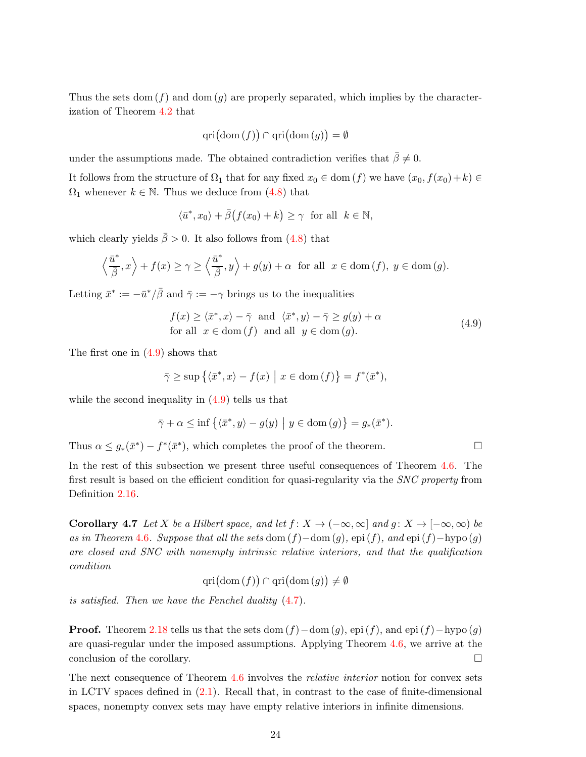Thus the sets $\mathrm{dom}\,(f)$ and $\mathrm{dom}\,(g)$ are properly separated, which implies by the characterization of Theorem 4.2 that

$$\mathrm{qri}\big(\mathrm{dom}\,(f)\big) \cap \mathrm{qri}\big(\mathrm{dom}\,(g)\big) = \emptyset$$

under the assumptions made. The obtained contradiction verifies that $\bar{\beta} \neq 0$.

It follows from the structure of $\Omega_1$ that for any fixed $x_0 \in \mathrm{dom}\,(f)$ we have $(x_0, f(x_0)+k) \in \Omega_1$ whenever $k \in \mathbb{N}$. Thus we deduce from (4.8) that

$$\langle \bar{u}^*, x_0\rangle + \bar{\beta}\big(f(x_0)+k\big) \geq \gamma \ \text{ for all } \ k \in \mathbb{N},$$

which clearly yields $\bar{\beta} > 0$. It also follows from (4.8) that

$$\Big\langle \frac{\bar{u}^*}{\bar{\beta}}, x\Big\rangle + f(x) \geq \gamma \geq \Big\langle \frac{\bar{u}^*}{\bar{\beta}}, y\Big\rangle + g(y) + \alpha \ \text{ for all } \ x \in \mathrm{dom}\,(f),\ y \in \mathrm{dom}\,(g).$$

Letting $\bar{x}^* := -\bar{u}^*/\bar{\beta}$ and $\bar{\gamma} := -\gamma$ brings us to the inequalities

$$\begin{array}{l} f(x) \geq \langle \bar{x}^*, x\rangle - \bar{\gamma} \ \text{ and } \ \langle \bar{x}^*, y\rangle - \bar{\gamma} \geq g(y) + \alpha \\ \text{for all } \ x \in \mathrm{dom}\,(f) \ \text{ and all } \ y \in \mathrm{dom}\,(g). \end{array} \tag{4.9}$$

The first one in (4.9) shows that

$$\bar{\gamma} \geq \sup\big\{\langle \bar{x}^*, x\rangle - f(x) \ \big|\ x \in \mathrm{dom}\,(f)\big\} = f^*(\bar{x}^*),$$

while the second inequality in (4.9) tells us that

$$\bar{\gamma} + \alpha \leq \inf\big\{\langle \bar{x}^*, y\rangle - g(y) \ \big|\ y \in \mathrm{dom}\,(g)\big\} = g_*(\bar{x}^*).$$

Thus $\alpha \leq g_*(\bar{x}^*) - f^*(\bar{x}^*)$, which completes the proof of the theorem. $\square$

In the rest of this subsection we present three useful consequences of Theorem 4.6. The first result is based on the efficient condition for quasi-regularity via the *SNC property* from Definition 2.16.

**Corollary 4.7** *Let $X$ be a Hilbert space, and let $f\colon X \to (-\infty, \infty]$ and $g\colon X \to [-\infty, \infty)$ be as in Theorem 4.6. Suppose that all the sets $\mathrm{dom}\,(f) - \mathrm{dom}\,(g)$, $\mathrm{epi}\,(f)$, and $\mathrm{epi}\,(f) - \mathrm{hypo}\,(g)$ are closed and SNC with nonempty intrinsic relative interiors, and that the qualification condition*

$$\mathrm{qri}\big(\mathrm{dom}\,(f)\big) \cap \mathrm{qri}\big(\mathrm{dom}\,(g)\big) \neq \emptyset$$

*is satisfied. Then we have the Fenchel duality (4.7).*

**Proof.** Theorem 2.18 tells us that the sets $\mathrm{dom}\,(f) - \mathrm{dom}\,(g)$, $\mathrm{epi}\,(f)$, and $\mathrm{epi}\,(f) - \mathrm{hypo}\,(g)$ are quasi-regular under the imposed assumptions. Applying Theorem 4.6, we arrive at the conclusion of the corollary. $\square$

The next consequence of Theorem 4.6 involves the *relative interior* notion for convex sets in LCTV spaces defined in (2.1). Recall that, in contrast to the case of finite-dimensional spaces, nonempty convex sets may have empty relative interiors in infinite dimensions.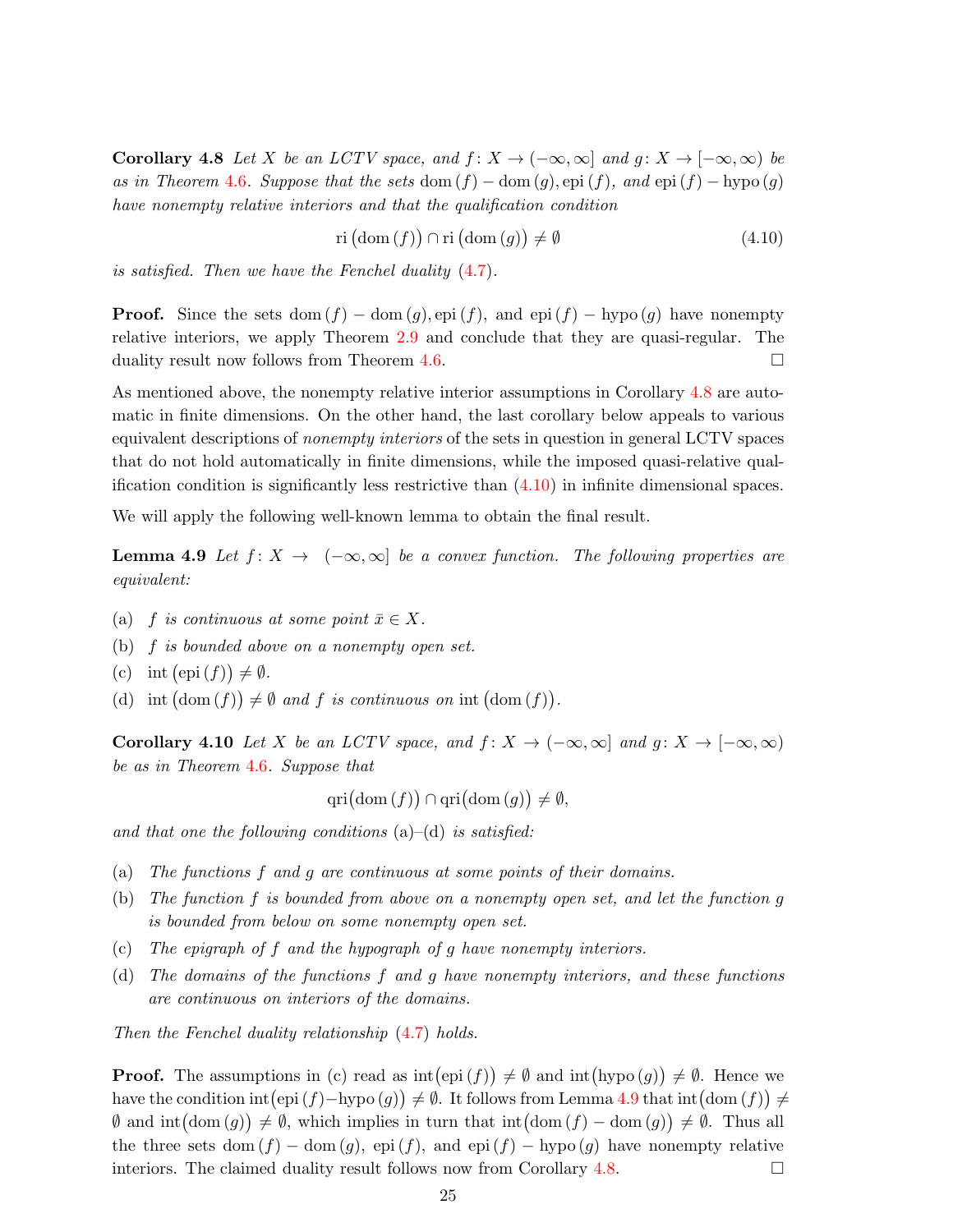**Corollary 4.8** *Let $X$ be an LCTV space, and $f\colon X \to (-\infty, \infty]$ and $g\colon X \to [-\infty, \infty)$ be as in Theorem 4.6. Suppose that the sets $\operatorname{dom}(f) - \operatorname{dom}(g)$, $\operatorname{epi}(f)$, and $\operatorname{epi}(f) - \operatorname{hypo}(g)$ have nonempty relative interiors and that the qualification condition*

$$\operatorname{ri}\big(\operatorname{dom}(f)\big) \cap \operatorname{ri}\big(\operatorname{dom}(g)\big) \neq \emptyset \tag{4.10}$$

*is satisfied. Then we have the Fenchel duality (4.7).*

**Proof.** Since the sets $\operatorname{dom}(f) - \operatorname{dom}(g), \operatorname{epi}(f)$, and $\operatorname{epi}(f) - \operatorname{hypo}(g)$ have nonempty relative interiors, we apply Theorem 2.9 and conclude that they are quasi-regular. The duality result now follows from Theorem 4.6. $\square$

As mentioned above, the nonempty relative interior assumptions in Corollary 4.8 are automatic in finite dimensions. On the other hand, the last corollary below appeals to various equivalent descriptions of *nonempty interiors* of the sets in question in general LCTV spaces that do not hold automatically in finite dimensions, while the imposed quasi-relative qualification condition is significantly less restrictive than (4.10) in infinite dimensional spaces.

We will apply the following well-known lemma to obtain the final result.

**Lemma 4.9** *Let $f\colon X \to (-\infty, \infty]$ be a convex function. The following properties are equivalent:*

(a) *$f$ is continuous at some point $\bar{x} \in X$.*

(b) *$f$ is bounded above on a nonempty open set.*

(c) *$\operatorname{int}\big(\operatorname{epi}(f)\big) \neq \emptyset$.*

(d) *$\operatorname{int}\big(\operatorname{dom}(f)\big) \neq \emptyset$ and $f$ is continuous on $\operatorname{int}\big(\operatorname{dom}(f)\big)$.*

**Corollary 4.10** *Let $X$ be an LCTV space, and $f\colon X \to (-\infty, \infty]$ and $g\colon X \to [-\infty, \infty)$ be as in Theorem 4.6. Suppose that*

$$\operatorname{qri}\big(\operatorname{dom}(f)\big) \cap \operatorname{qri}\big(\operatorname{dom}(g)\big) \neq \emptyset,$$

*and that one the following conditions (a)–(d) is satisfied:*

(a) *The functions $f$ and $g$ are continuous at some points of their domains.*

(b) *The function $f$ is bounded from above on a nonempty open set, and let the function $g$ is bounded from below on some nonempty open set.*

(c) *The epigraph of $f$ and the hypograph of $g$ have nonempty interiors.*

(d) *The domains of the functions $f$ and $g$ have nonempty interiors, and these functions are continuous on interiors of the domains.*

*Then the Fenchel duality relationship (4.7) holds.*

**Proof.** The assumptions in (c) read as $\operatorname{int}\big(\operatorname{epi}(f)\big) \neq \emptyset$ and $\operatorname{int}\big(\operatorname{hypo}(g)\big) \neq \emptyset$. Hence we have the condition $\operatorname{int}\big(\operatorname{epi}(f) - \operatorname{hypo}(g)\big) \neq \emptyset$. It follows from Lemma 4.9 that $\operatorname{int}\big(\operatorname{dom}(f)\big) \neq \emptyset$ and $\operatorname{int}\big(\operatorname{dom}(g)\big) \neq \emptyset$, which implies in turn that $\operatorname{int}\big(\operatorname{dom}(f) - \operatorname{dom}(g)\big) \neq \emptyset$. Thus all the three sets $\operatorname{dom}(f) - \operatorname{dom}(g)$, $\operatorname{epi}(f)$, and $\operatorname{epi}(f) - \operatorname{hypo}(g)$ have nonempty relative interiors. The claimed duality result follows now from Corollary 4.8. $\square$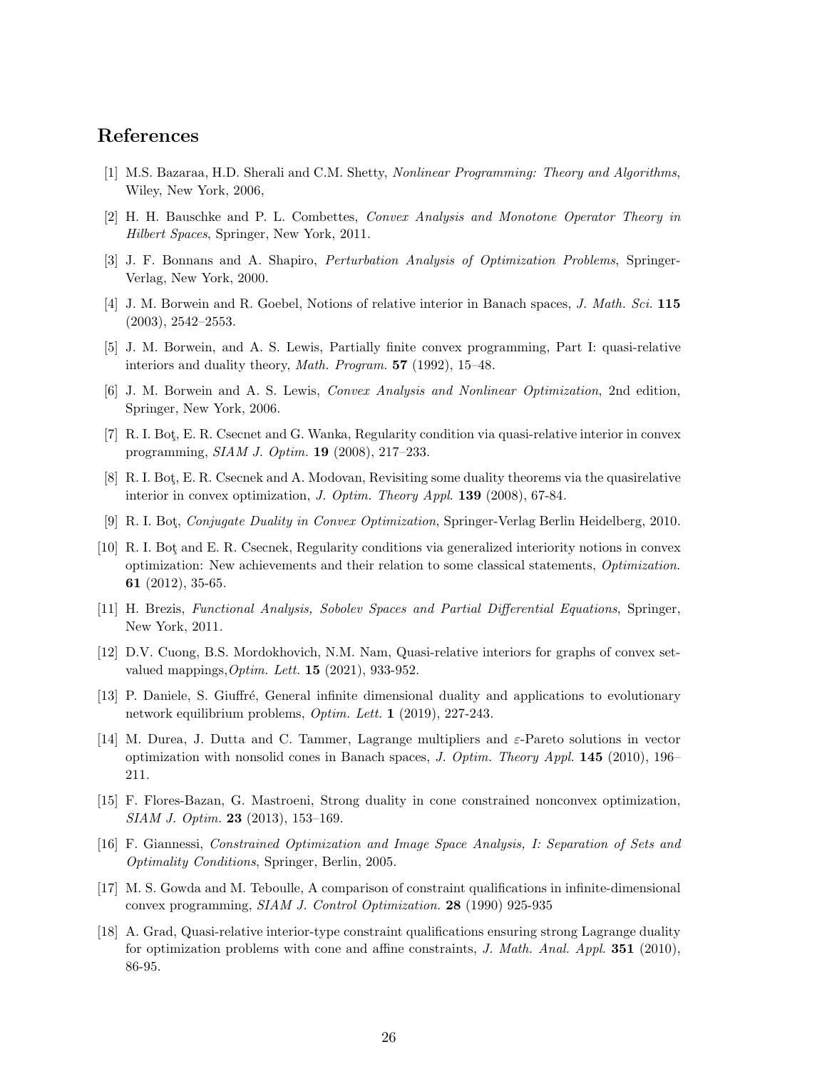## References

[1] M.S. Bazaraa, H.D. Sherali and C.M. Shetty, *Nonlinear Programming: Theory and Algorithms*, Wiley, New York, 2006,

[2] H. H. Bauschke and P. L. Combettes, *Convex Analysis and Monotone Operator Theory in Hilbert Spaces*, Springer, New York, 2011.

[3] J. F. Bonnans and A. Shapiro, *Perturbation Analysis of Optimization Problems*, Springer-Verlag, New York, 2000.

[4] J. M. Borwein and R. Goebel, Notions of relative interior in Banach spaces, *J. Math. Sci.* **115** (2003), 2542–2553.

[5] J. M. Borwein, and A. S. Lewis, Partially finite convex programming, Part I: quasi-relative interiors and duality theory, *Math. Program.* **57** (1992), 15–48.

[6] J. M. Borwein and A. S. Lewis, *Convex Analysis and Nonlinear Optimization*, 2nd edition, Springer, New York, 2006.

[7] R. I. Boţ, E. R. Csecnet and G. Wanka, Regularity condition via quasi-relative interior in convex programming, *SIAM J. Optim.* **19** (2008), 217–233.

[8] R. I. Boţ, E. R. Csecnek and A. Modovan, Revisiting some duality theorems via the quasirelative interior in convex optimization, *J. Optim. Theory Appl*. **139** (2008), 67-84.

[9] R. I. Boţ, *Conjugate Duality in Convex Optimization*, Springer-Verlag Berlin Heidelberg, 2010.

[10] R. I. Boţ and E. R. Csecnek, Regularity conditions via generalized interiority notions in convex optimization: New achievements and their relation to some classical statements, *Optimization.* **61** (2012), 35-65.

[11] H. Brezis, *Functional Analysis, Sobolev Spaces and Partial Differential Equations*, Springer, New York, 2011.

[12] D.V. Cuong, B.S. Mordokhovich, N.M. Nam, Quasi-relative interiors for graphs of convex set-valued mappings,*Optim. Lett.* **15** (2021), 933-952.

[13] P. Daniele, S. Giuffré, General infinite dimensional duality and applications to evolutionary network equilibrium problems, *Optim. Lett.* **1** (2019), 227-243.

[14] M. Durea, J. Dutta and C. Tammer, Lagrange multipliers and $\varepsilon$-Pareto solutions in vector optimization with nonsolid cones in Banach spaces, *J. Optim. Theory Appl.* **145** (2010), 196–211.

[15] F. Flores-Bazan, G. Mastroeni, Strong duality in cone constrained nonconvex optimization, *SIAM J. Optim.* **23** (2013), 153–169.

[16] F. Giannessi, *Constrained Optimization and Image Space Analysis, I: Separation of Sets and Optimality Conditions*, Springer, Berlin, 2005.

[17] M. S. Gowda and M. Teboulle, A comparison of constraint qualifications in infinite-dimensional convex programming, *SIAM J. Control Optimization.* **28** (1990) 925-935

[18] A. Grad, Quasi-relative interior-type constraint qualifications ensuring strong Lagrange duality for optimization problems with cone and affine constraints, *J. Math. Anal. Appl.* **351** (2010), 86-95.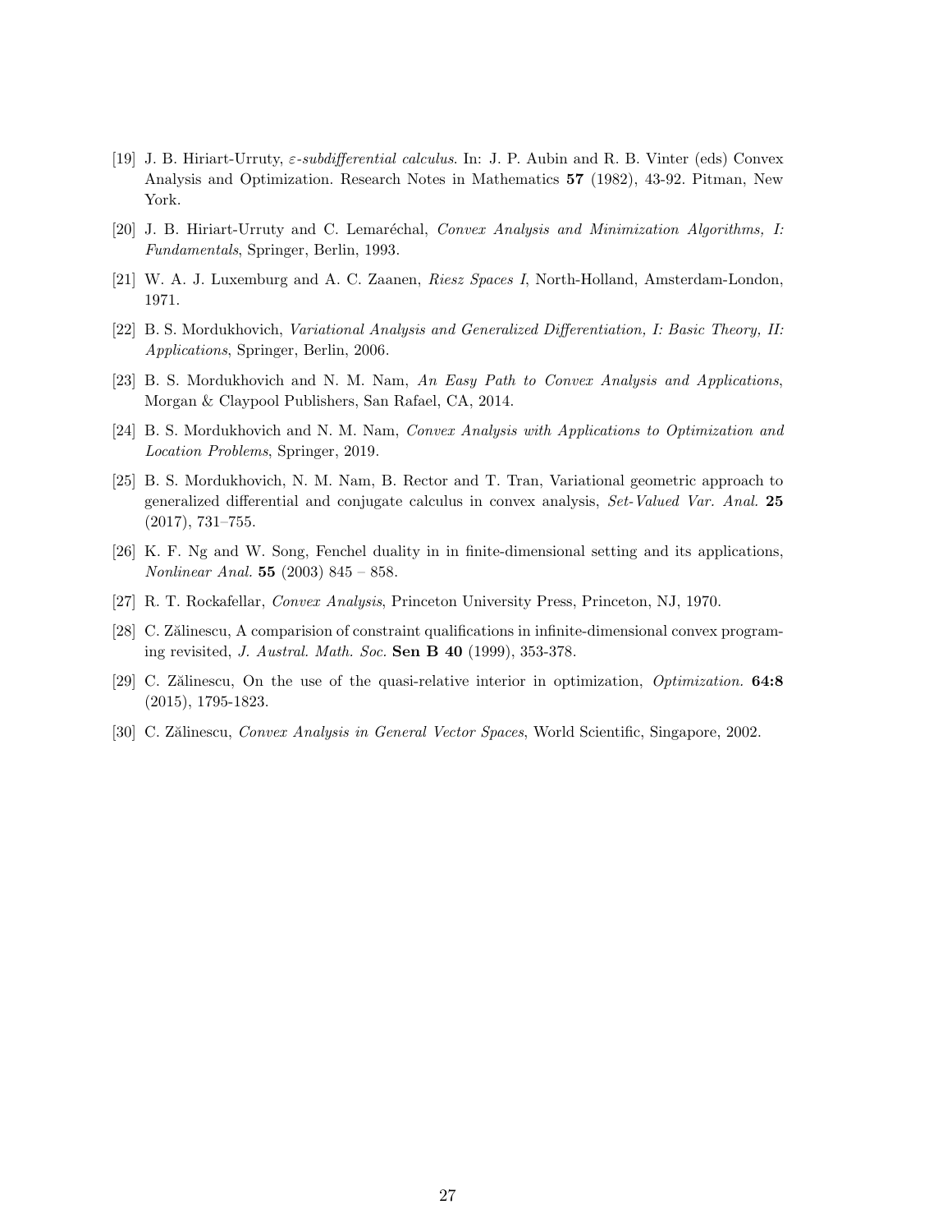[19] J. B. Hiriart-Urruty, *$\varepsilon$-subdifferential calculus*. In: J. P. Aubin and R. B. Vinter (eds) Convex Analysis and Optimization. Research Notes in Mathematics **57** (1982), 43-92. Pitman, New York.

[20] J. B. Hiriart-Urruty and C. Lemaréchal, *Convex Analysis and Minimization Algorithms, I: Fundamentals*, Springer, Berlin, 1993.

[21] W. A. J. Luxemburg and A. C. Zaanen, *Riesz Spaces I*, North-Holland, Amsterdam-London, 1971.

[22] B. S. Mordukhovich, *Variational Analysis and Generalized Differentiation, I: Basic Theory, II: Applications*, Springer, Berlin, 2006.

[23] B. S. Mordukhovich and N. M. Nam, *An Easy Path to Convex Analysis and Applications*, Morgan & Claypool Publishers, San Rafael, CA, 2014.

[24] B. S. Mordukhovich and N. M. Nam, *Convex Analysis with Applications to Optimization and Location Problems*, Springer, 2019.

[25] B. S. Mordukhovich, N. M. Nam, B. Rector and T. Tran, Variational geometric approach to generalized differential and conjugate calculus in convex analysis, *Set-Valued Var. Anal.* **25** (2017), 731–755.

[26] K. F. Ng and W. Song, Fenchel duality in in finite-dimensional setting and its applications, *Nonlinear Anal.* **55** (2003) 845 – 858.

[27] R. T. Rockafellar, *Convex Analysis*, Princeton University Press, Princeton, NJ, 1970.

[28] C. Zălinescu, A comparision of constraint qualifications in infinite-dimensional convex programing revisited, *J. Austral. Math. Soc.* **Sen B 40** (1999), 353-378.

[29] C. Zălinescu, On the use of the quasi-relative interior in optimization, *Optimization.* **64:8** (2015), 1795-1823.

[30] C. Zălinescu, *Convex Analysis in General Vector Spaces*, World Scientific, Singapore, 2002.